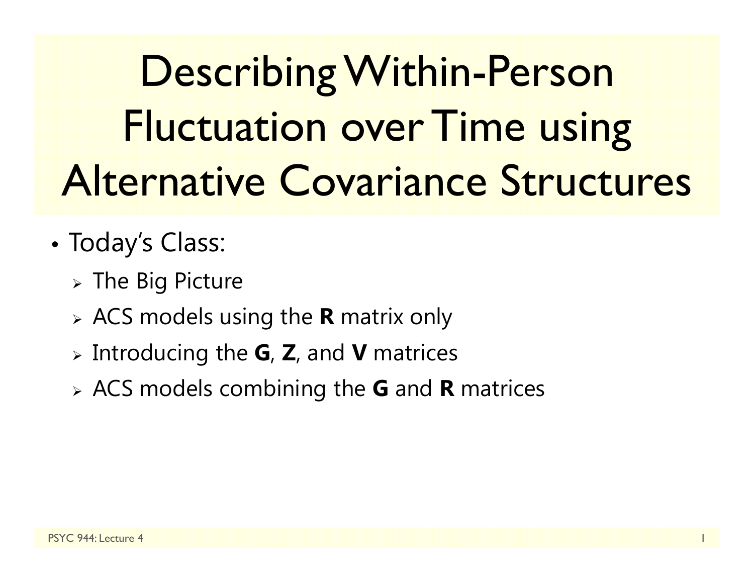# Describing Within-Person Fluctuation over Time using Alternative Covariance Structures

- Today's Class:
  - The Big Picture
  - ACS models using the **R** matrix only
  - Introducing the **G**, **Z**, and **V** matrices
  - ACS models combining the **G** and **R** matrices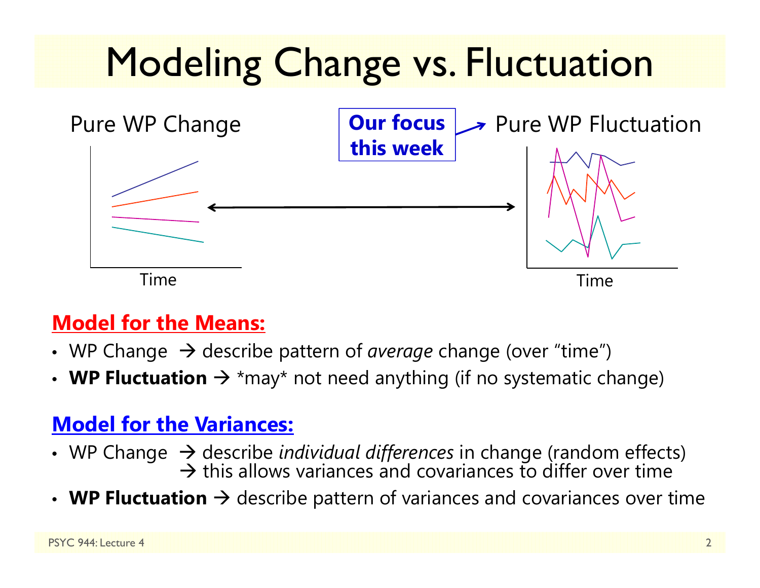# Modeling Change vs. Fluctuation

Pure WP Change

Time

**Our focus this week** → Pure WP Fluctuation

Time

**Model for the Means:**

- WP Change → describe pattern of *average* change (over "time")
- **WP Fluctuation** → *may* not need anything (if no systematic change)

**Model for the Variances:**

- WP Change → describe *individual differences* in change (random effects)
  → this allows variances and covariances to differ over time
- **WP Fluctuation** → describe pattern of variances and covariances over time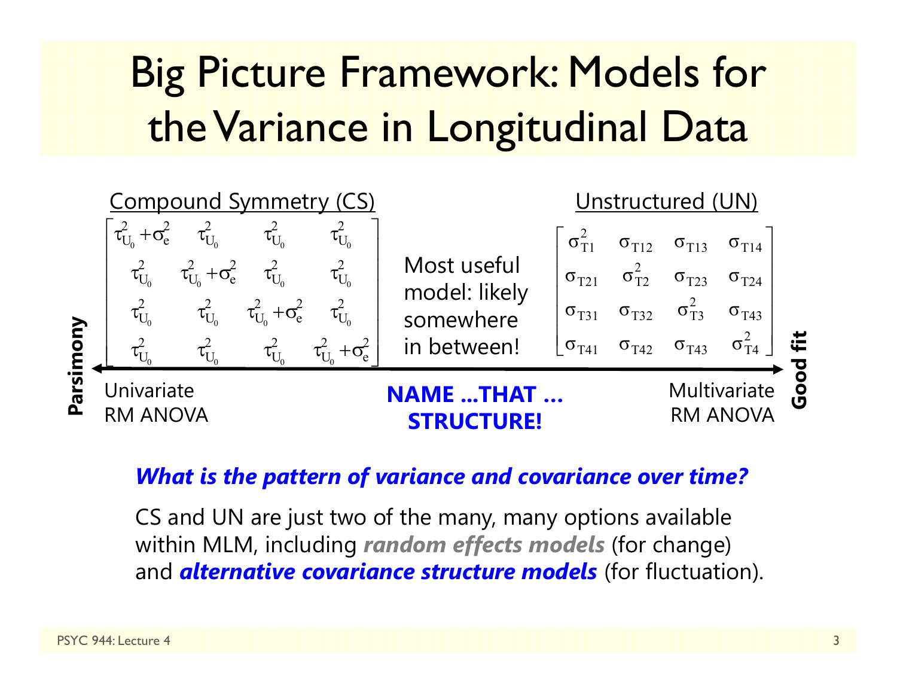# Big Picture Framework: Models for the Variance in Longitudinal Data

**Compound Symmetry (CS)**

$$\begin{bmatrix} \tau^2_{U_0}+\sigma^2_e & \tau^2_{U_0} & \tau^2_{U_0} & \tau^2_{U_0} \\ \tau^2_{U_0} & \tau^2_{U_0}+\sigma^2_e & \tau^2_{U_0} & \tau^2_{U_0} \\ \tau^2_{U_0} & \tau^2_{U_0} & \tau^2_{U_0}+\sigma^2_e & \tau^2_{U_0} \\ \tau^2_{U_0} & \tau^2_{U_0} & \tau^2_{U_0} & \tau^2_{U_0}+\sigma^2_e \end{bmatrix}$$

Most useful model: likely somewhere in between!

**Unstructured (UN)**

$$\begin{bmatrix} \sigma^2_{T1} & \sigma_{T12} & \sigma_{T13} & \sigma_{T14} \\ \sigma_{T21} & \sigma^2_{T2} & \sigma_{T23} & \sigma_{T24} \\ \sigma_{T31} & \sigma_{T32} & \sigma^2_{T3} & \sigma_{T43} \\ \sigma_{T41} & \sigma_{T42} & \sigma_{T43} & \sigma^2_{T4} \end{bmatrix}$$

**Parsimony** ⟵⟶ **Good fit**

Univariate RM ANOVA — **NAME ...THAT ... STRUCTURE!** — Multivariate RM ANOVA

***What is the pattern of variance and covariance over time?***

CS and UN are just two of the many, many options available within MLM, including ***random effects models*** (for change) and ***alternative covariance structure models*** (for fluctuation).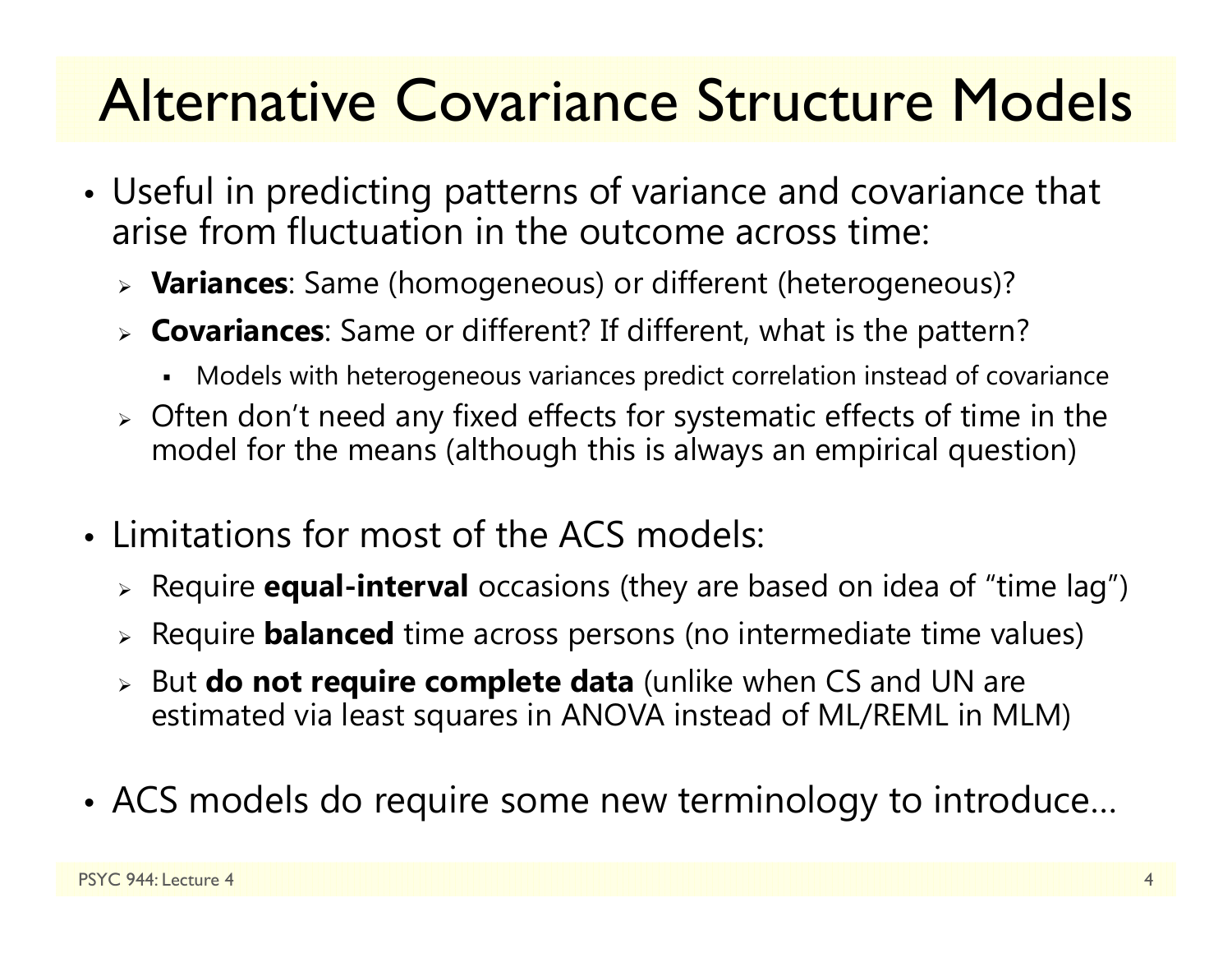# Alternative Covariance Structure Models

- Useful in predicting patterns of variance and covariance that arise from fluctuation in the outcome across time:
  - **Variances**: Same (homogeneous) or different (heterogeneous)?
  - **Covariances**: Same or different? If different, what is the pattern?
    - Models with heterogeneous variances predict correlation instead of covariance
  - Often don't need any fixed effects for systematic effects of time in the model for the means (although this is always an empirical question)

- Limitations for most of the ACS models:
  - Require **equal-interval** occasions (they are based on idea of "time lag")
  - Require **balanced** time across persons (no intermediate time values)
  - But **do not require complete data** (unlike when CS and UN are estimated via least squares in ANOVA instead of ML/REML in MLM)

- ACS models do require some new terminology to introduce…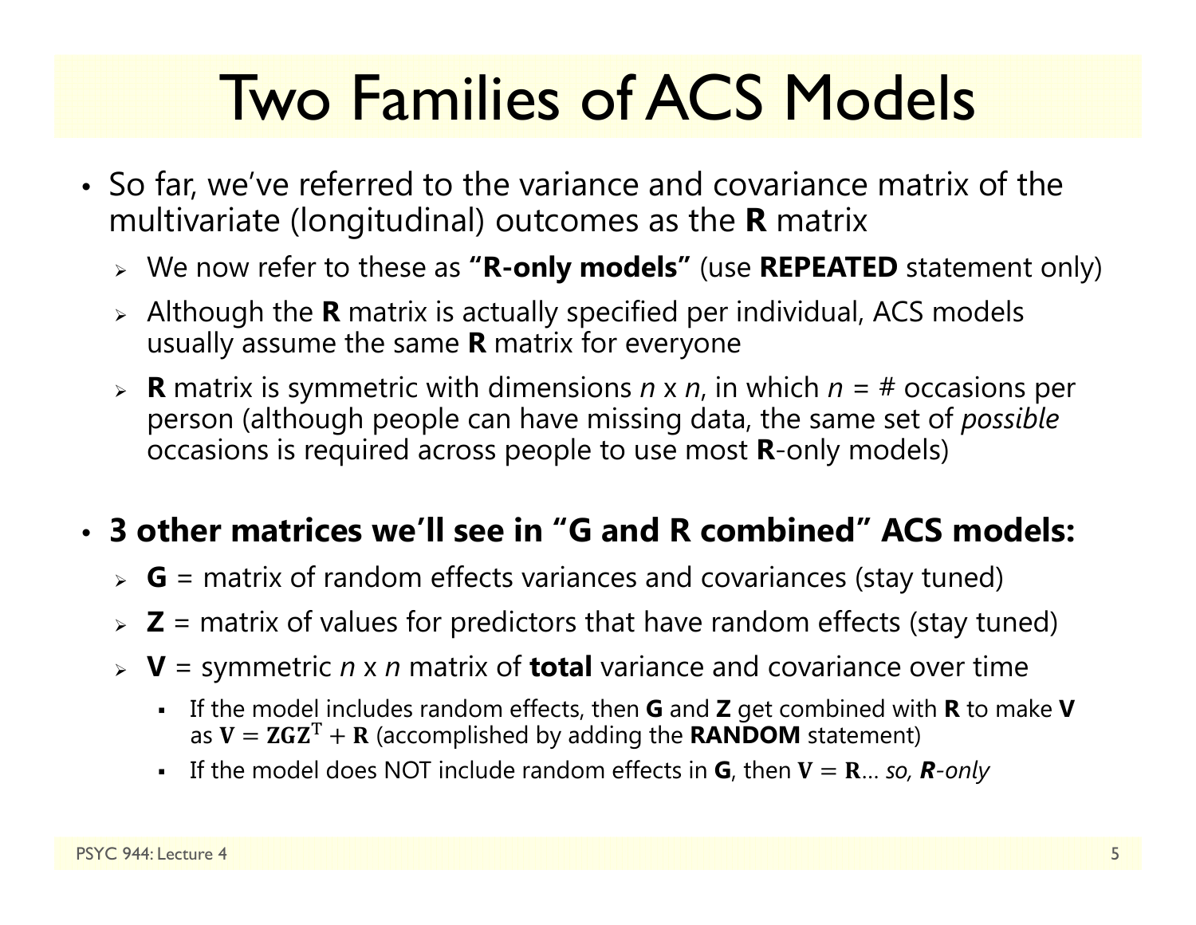# Two Families of ACS Models

- So far, we've referred to the variance and covariance matrix of the multivariate (longitudinal) outcomes as the **R** matrix
  - We now refer to these as **"R-only models"** (use **REPEATED** statement only)
  - Although the **R** matrix is actually specified per individual, ACS models usually assume the same **R** matrix for everyone
  - **R** matrix is symmetric with dimensions *n* x *n*, in which *n* = # occasions per person (although people can have missing data, the same set of *possible* occasions is required across people to use most **R**-only models)

- **3 other matrices we'll see in "G and R combined" ACS models:**
  - **G** = matrix of random effects variances and covariances (stay tuned)
  - **Z** = matrix of values for predictors that have random effects (stay tuned)
  - **V** = symmetric *n* x *n* matrix of **total** variance and covariance over time
    - If the model includes random effects, then **G** and **Z** get combined with **R** to make **V** as $\mathbf{V} = \mathbf{Z}\mathbf{G}\mathbf{Z}^{\mathrm{T}} + \mathbf{R}$ (accomplished by adding the **RANDOM** statement)
    - If the model does NOT include random effects in **G**, then $\mathbf{V} = \mathbf{R}$… *so,* ***R****-only*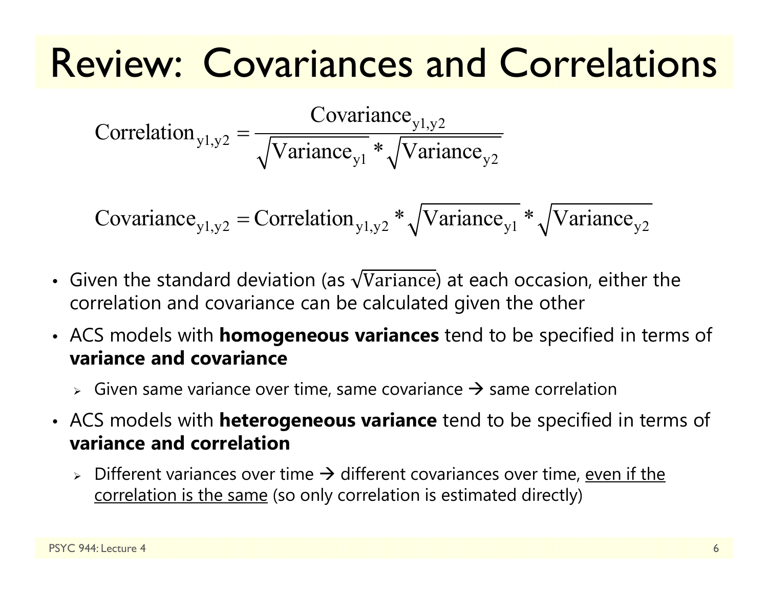# Review: Covariances and Correlations

$$\text{Correlation}_{\text{y1,y2}} = \frac{\text{Covariance}_{\text{y1,y2}}}{\sqrt{\text{Variance}_{\text{y1}}} * \sqrt{\text{Variance}_{\text{y2}}}}$$

$$\text{Covariance}_{\text{y1,y2}} = \text{Correlation}_{\text{y1,y2}} * \sqrt{\text{Variance}_{\text{y1}}} * \sqrt{\text{Variance}_{\text{y2}}}$$

- Given the standard deviation (as $\sqrt{\text{Variance}}$) at each occasion, either the correlation and covariance can be calculated given the other
- ACS models with **homogeneous variances** tend to be specified in terms of **variance and covariance**
  - Given same variance over time, same covariance → same correlation
- ACS models with **heterogeneous variance** tend to be specified in terms of **variance and correlation**
  - Different variances over time → different covariances over time, <u>even if the correlation is the same</u> (so only correlation is estimated directly)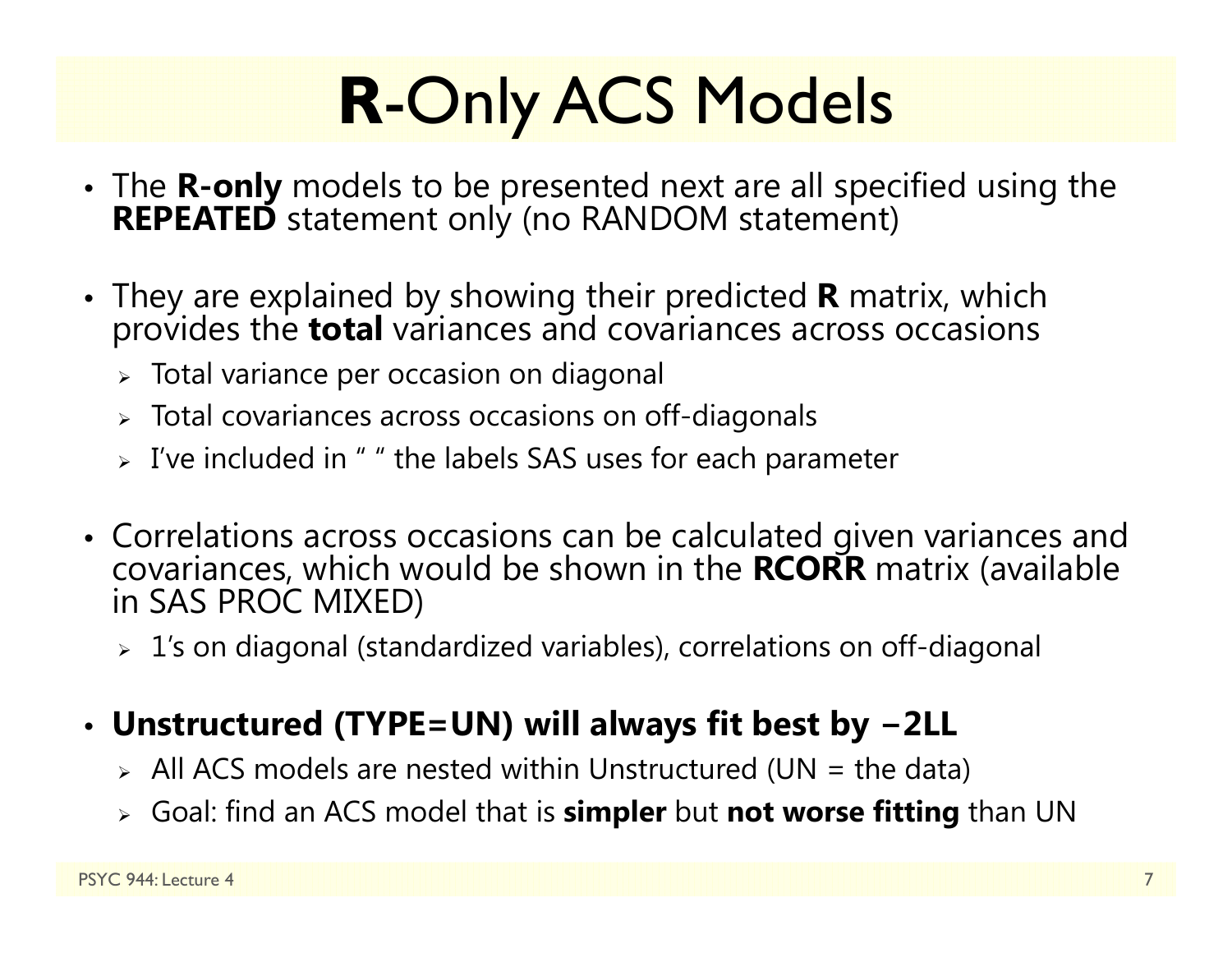# **R**-Only ACS Models

- The **R-only** models to be presented next are all specified using the **REPEATED** statement only (no RANDOM statement)
- They are explained by showing their predicted **R** matrix, which provides the **total** variances and covariances across occasions
  - Total variance per occasion on diagonal
  - Total covariances across occasions on off-diagonals
  - I've included in " " the labels SAS uses for each parameter
- Correlations across occasions can be calculated given variances and covariances, which would be shown in the **RCORR** matrix (available in SAS PROC MIXED)
  - 1's on diagonal (standardized variables), correlations on off-diagonal
- **Unstructured (TYPE=UN) will always fit best by −2LL**
  - All ACS models are nested within Unstructured (UN = the data)
  - Goal: find an ACS model that is **simpler** but **not worse fitting** than UN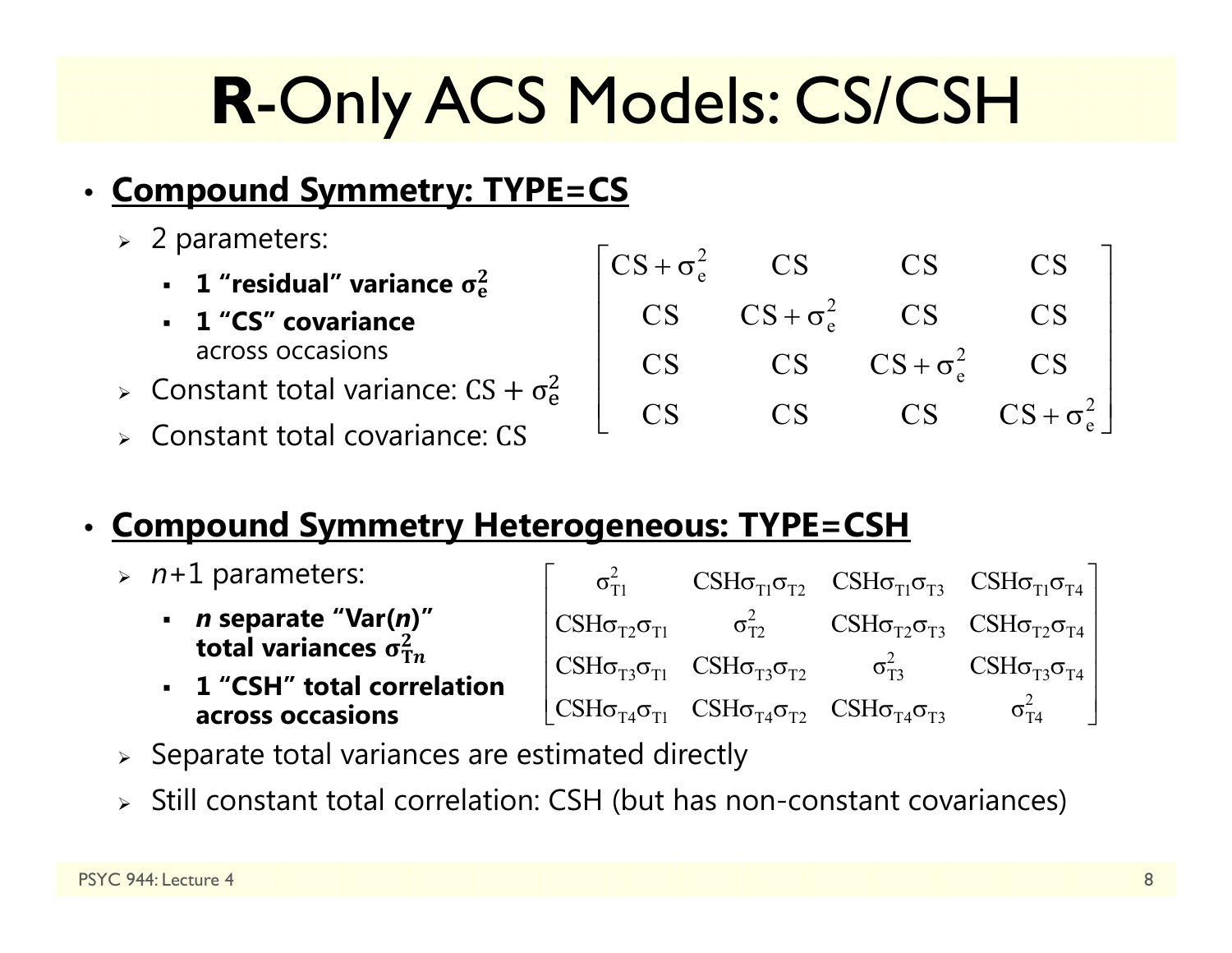# **R**-Only ACS Models: CS/CSH

- **Compound Symmetry: TYPE=CS**
  - 2 parameters:
    - **1 "residual" variance $\sigma_e^2$**
    - **1 "CS" covariance** across occasions
  - Constant total variance: $CS + \sigma_e^2$
  - Constant total covariance: $CS$

$$\begin{bmatrix} CS + \sigma_e^2 & CS & CS & CS \\ CS & CS + \sigma_e^2 & CS & CS \\ CS & CS & CS + \sigma_e^2 & CS \\ CS & CS & CS & CS + \sigma_e^2 \end{bmatrix}$$

- **Compound Symmetry Heterogeneous: TYPE=CSH**
  - $n$+1 parameters:
    - ***n* separate "Var(*n*)" total variances $\sigma_{Tn}^2$**
    - **1 "CSH" total correlation across occasions**
  - Separate total variances are estimated directly
  - Still constant total correlation: CSH (but has non-constant covariances)

$$\begin{bmatrix} \sigma_{T1}^2 & CSH\sigma_{T1}\sigma_{T2} & CSH\sigma_{T1}\sigma_{T3} & CSH\sigma_{T1}\sigma_{T4} \\ CSH\sigma_{T2}\sigma_{T1} & \sigma_{T2}^2 & CSH\sigma_{T2}\sigma_{T3} & CSH\sigma_{T2}\sigma_{T4} \\ CSH\sigma_{T3}\sigma_{T1} & CSH\sigma_{T3}\sigma_{T2} & \sigma_{T3}^2 & CSH\sigma_{T3}\sigma_{T4} \\ CSH\sigma_{T4}\sigma_{T1} & CSH\sigma_{T4}\sigma_{T2} & CSH\sigma_{T4}\sigma_{T3} & \sigma_{T4}^2 \end{bmatrix}$$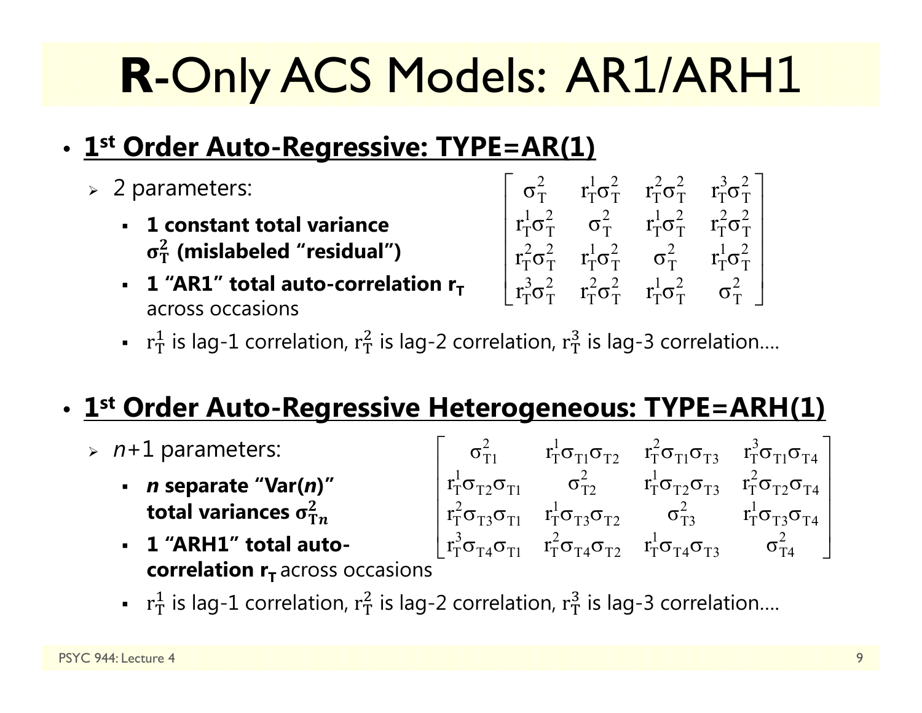# **R**-Only ACS Models: AR1/ARH1

- **1st Order Auto-Regressive: TYPE=AR(1)**
  - 2 parameters:
    - **1 constant total variance $\sigma^2_T$ (mislabeled "residual")**
    - **1 "AR1" total auto-correlation $r_T$** across occasions
    - $r^1_T$ is lag-1 correlation, $r^2_T$ is lag-2 correlation, $r^3_T$ is lag-3 correlation….

$$\begin{bmatrix} \sigma^2_T & r^1_T\sigma^2_T & r^2_T\sigma^2_T & r^3_T\sigma^2_T \\ r^1_T\sigma^2_T & \sigma^2_T & r^1_T\sigma^2_T & r^2_T\sigma^2_T \\ r^2_T\sigma^2_T & r^1_T\sigma^2_T & \sigma^2_T & r^1_T\sigma^2_T \\ r^3_T\sigma^2_T & r^2_T\sigma^2_T & r^1_T\sigma^2_T & \sigma^2_T \end{bmatrix}$$

- **1st Order Auto-Regressive Heterogeneous: TYPE=ARH(1)**
  - *n*+1 parameters:
    - ***n* separate "Var(*n*)" total variances $\sigma^2_{Tn}$**
    - **1 "ARH1" total auto-correlation $r_T$** across occasions
    - $r^1_T$ is lag-1 correlation, $r^2_T$ is lag-2 correlation, $r^3_T$ is lag-3 correlation….

$$\begin{bmatrix} \sigma^2_{T1} & r^1_T\sigma_{T1}\sigma_{T2} & r^2_T\sigma_{T1}\sigma_{T3} & r^3_T\sigma_{T1}\sigma_{T4} \\ r^1_T\sigma_{T2}\sigma_{T1} & \sigma^2_{T2} & r^1_T\sigma_{T2}\sigma_{T3} & r^2_T\sigma_{T2}\sigma_{T4} \\ r^2_T\sigma_{T3}\sigma_{T1} & r^1_T\sigma_{T3}\sigma_{T2} & \sigma^2_{T3} & r^1_T\sigma_{T3}\sigma_{T4} \\ r^3_T\sigma_{T4}\sigma_{T1} & r^2_T\sigma_{T4}\sigma_{T2} & r^1_T\sigma_{T4}\sigma_{T3} & \sigma^2_{T4} \end{bmatrix}$$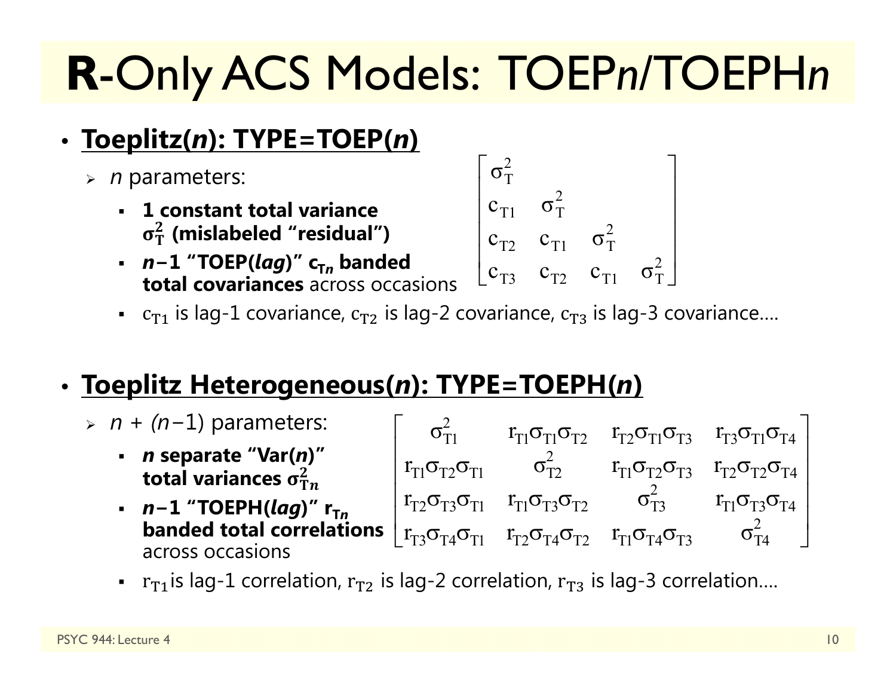# **R**-Only ACS Models: TOEP*n*/TOEPH*n*

- **Toeplitz(*n*): TYPE=TOEP(*n*)**
  - *n* parameters:
    - **1 constant total variance $\sigma^2_T$ (mislabeled "residual")**
    - ***n*−1 "TOEP(*lag*)" $c_{Tn}$ banded total covariances** across occasions

$$\begin{bmatrix} \sigma^2_T & & & \\ c_{T1} & \sigma^2_T & & \\ c_{T2} & c_{T1} & \sigma^2_T & \\ c_{T3} & c_{T2} & c_{T1} & \sigma^2_T \end{bmatrix}$$

    - $c_{T1}$ is lag-1 covariance, $c_{T2}$ is lag-2 covariance, $c_{T3}$ is lag-3 covariance….

- **Toeplitz Heterogeneous(*n*): TYPE=TOEPH(*n*)**
  - *n* + (*n*−1) parameters:
    - ***n* separate "Var(*n*)" total variances $\sigma^2_{Tn}$**
    - ***n*−1 "TOEPH(*lag*)" $r_{Tn}$ banded total correlations** across occasions

$$\begin{bmatrix} \sigma^2_{T1} & r_{T1}\sigma_{T1}\sigma_{T2} & r_{T2}\sigma_{T1}\sigma_{T3} & r_{T3}\sigma_{T1}\sigma_{T4} \\ r_{T1}\sigma_{T2}\sigma_{T1} & \sigma^2_{T2} & r_{T1}\sigma_{T2}\sigma_{T3} & r_{T2}\sigma_{T2}\sigma_{T4} \\ r_{T2}\sigma_{T3}\sigma_{T1} & r_{T1}\sigma_{T3}\sigma_{T2} & \sigma^2_{T3} & r_{T1}\sigma_{T3}\sigma_{T4} \\ r_{T3}\sigma_{T4}\sigma_{T1} & r_{T2}\sigma_{T4}\sigma_{T2} & r_{T1}\sigma_{T4}\sigma_{T3} & \sigma^2_{T4} \end{bmatrix}$$

    - $r_{T1}$ is lag-1 correlation, $r_{T2}$ is lag-2 correlation, $r_{T3}$ is lag-3 correlation….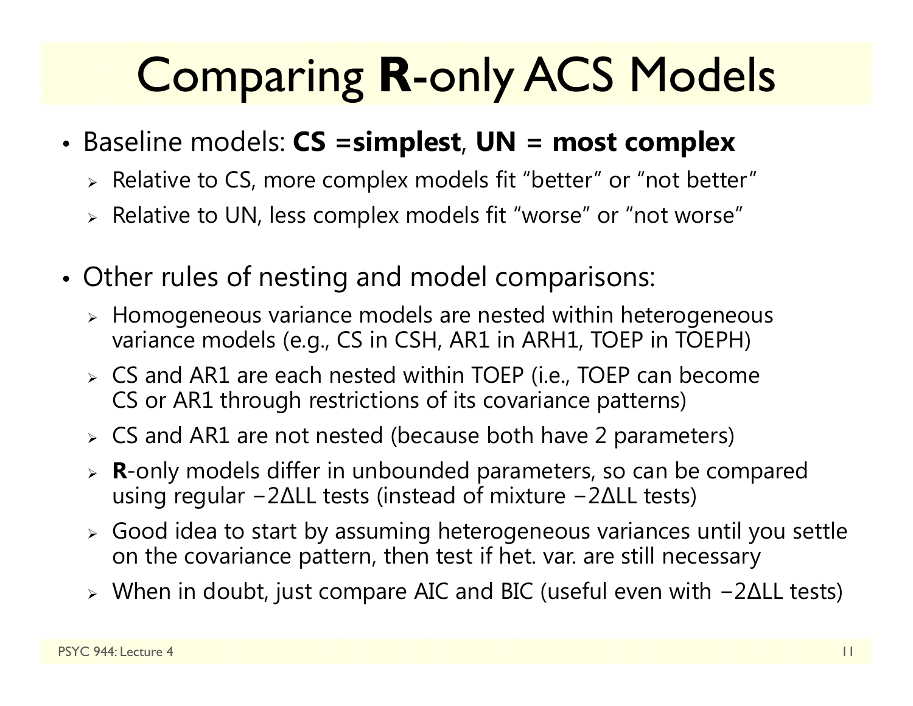# Comparing **R**-only ACS Models

- Baseline models: **CS =simplest**, **UN = most complex**
  - Relative to CS, more complex models fit "better" or "not better"
  - Relative to UN, less complex models fit "worse" or "not worse"

- Other rules of nesting and model comparisons:
  - Homogeneous variance models are nested within heterogeneous variance models (e.g., CS in CSH, AR1 in ARH1, TOEP in TOEPH)
  - CS and AR1 are each nested within TOEP (i.e., TOEP can become CS or AR1 through restrictions of its covariance patterns)
  - CS and AR1 are not nested (because both have 2 parameters)
  - **R**-only models differ in unbounded parameters, so can be compared using regular $-2\Delta LL$ tests (instead of mixture $-2\Delta LL$ tests)
  - Good idea to start by assuming heterogeneous variances until you settle on the covariance pattern, then test if het. var. are still necessary
  - When in doubt, just compare AIC and BIC (useful even with $-2\Delta LL$ tests)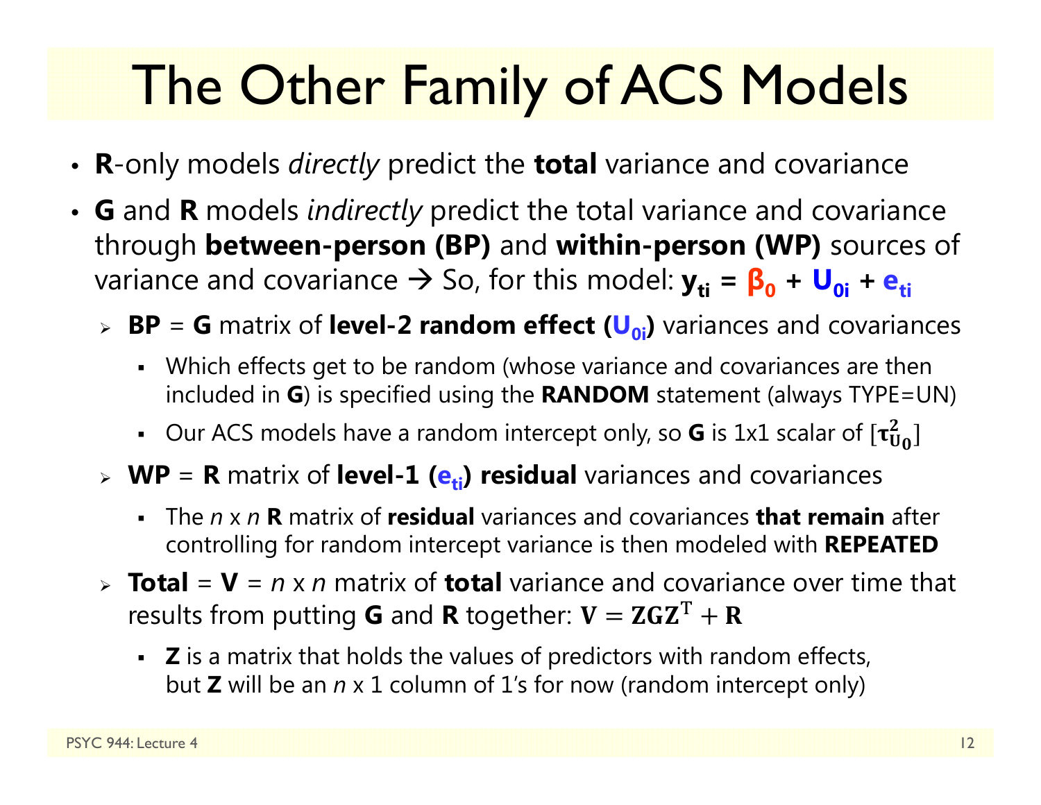# The Other Family of ACS Models

- **R**-only models *directly* predict the **total** variance and covariance
- **G** and **R** models *indirectly* predict the total variance and covariance through **between-person (BP)** and **within-person (WP)** sources of variance and covariance → So, for this model: $\mathbf{y_{ti}} = \boldsymbol{\beta_0} + \mathbf{U_{0i}} + \mathbf{e_{ti}}$
  - **BP** = **G** matrix of **level-2 random effect ($\mathbf{U_{0i}}$)** variances and covariances
    - Which effects get to be random (whose variance and covariances are then included in **G**) is specified using the **RANDOM** statement (always TYPE=UN)
    - Our ACS models have a random intercept only, so **G** is 1x1 scalar of $[\boldsymbol{\tau}^2_{\mathbf{U_0}}]$
  - **WP** = **R** matrix of **level-1 ($\mathbf{e_{ti}}$) residual** variances and covariances
    - The *n* x *n* **R** matrix of **residual** variances and covariances **that remain** after controlling for random intercept variance is then modeled with **REPEATED**
  - **Total** = **V** = *n* x *n* matrix of **total** variance and covariance over time that results from putting **G** and **R** together: $\mathbf{V} = \mathbf{Z}\mathbf{G}\mathbf{Z}^{\mathrm{T}} + \mathbf{R}$
    - **Z** is a matrix that holds the values of predictors with random effects, but **Z** will be an *n* x 1 column of 1's for now (random intercept only)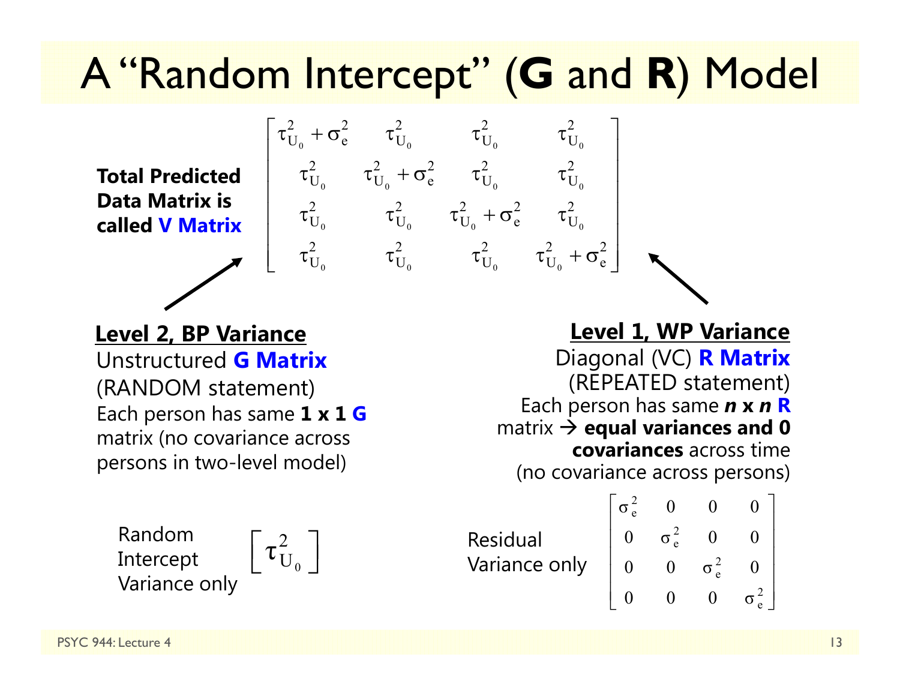# A "Random Intercept" (**G** and **R**) Model

**Total Predicted Data Matrix is called V Matrix**

$$
\begin{bmatrix}
\tau^2_{U_0} + \sigma^2_e & \tau^2_{U_0} & \tau^2_{U_0} & \tau^2_{U_0} \\
\tau^2_{U_0} & \tau^2_{U_0} + \sigma^2_e & \tau^2_{U_0} & \tau^2_{U_0} \\
\tau^2_{U_0} & \tau^2_{U_0} & \tau^2_{U_0} + \sigma^2_e & \tau^2_{U_0} \\
\tau^2_{U_0} & \tau^2_{U_0} & \tau^2_{U_0} & \tau^2_{U_0} + \sigma^2_e
\end{bmatrix}
$$

**Level 2, BP Variance**

Unstructured **G Matrix**
(RANDOM statement)
Each person has same **1 x 1 G** matrix (no covariance across persons in two-level model)

Random Intercept Variance only

$$
\begin{bmatrix} \tau^2_{U_0} \end{bmatrix}
$$

**Level 1, WP Variance**

Diagonal (VC) **R Matrix**
(REPEATED statement)
Each person has same ***n* x *n* R** matrix → **equal variances and 0 covariances** across time (no covariance across persons)

Residual Variance only

$$
\begin{bmatrix}
\sigma^2_e & 0 & 0 & 0 \\
0 & \sigma^2_e & 0 & 0 \\
0 & 0 & \sigma^2_e & 0 \\
0 & 0 & 0 & \sigma^2_e
\end{bmatrix}
$$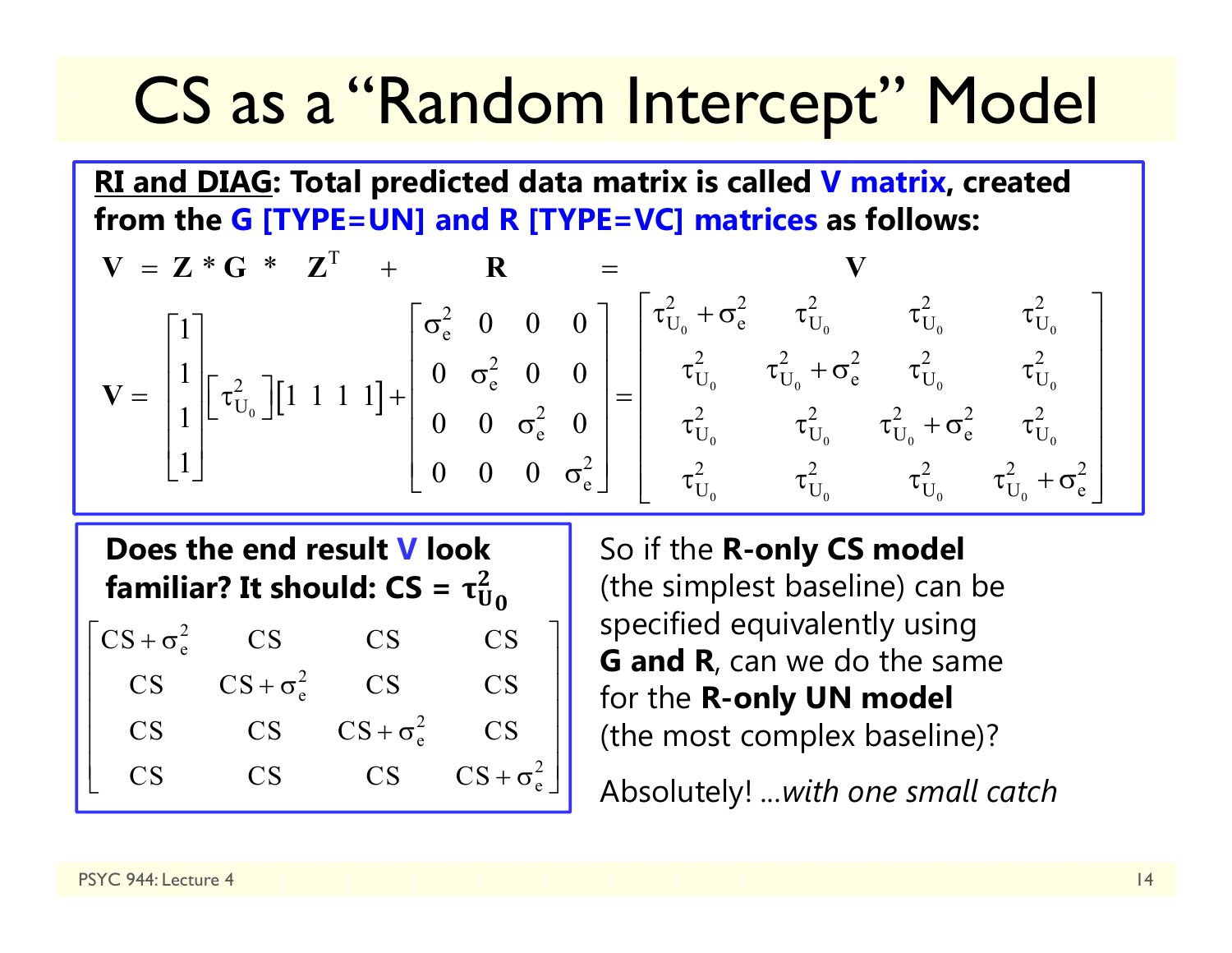# CS as a "Random Intercept" Model

**<u>RI and DIAG</u>: Total predicted data matrix is called V matrix, created from the G [TYPE=UN] and R [TYPE=VC] matrices as follows:**

$$\mathbf{V} = \mathbf{Z} * \mathbf{G} * \mathbf{Z}^{T} + \mathbf{R} = \mathbf{V}$$

$$\mathbf{V} = \begin{bmatrix} 1 \\ 1 \\ 1 \\ 1 \end{bmatrix} \begin{bmatrix} \tau^2_{U_0} \end{bmatrix} \begin{bmatrix} 1 & 1 & 1 & 1 \end{bmatrix} + \begin{bmatrix} \sigma^2_e & 0 & 0 & 0 \\ 0 & \sigma^2_e & 0 & 0 \\ 0 & 0 & \sigma^2_e & 0 \\ 0 & 0 & 0 & \sigma^2_e \end{bmatrix} = \begin{bmatrix} \tau^2_{U_0} + \sigma^2_e & \tau^2_{U_0} & \tau^2_{U_0} & \tau^2_{U_0} \\ \tau^2_{U_0} & \tau^2_{U_0} + \sigma^2_e & \tau^2_{U_0} & \tau^2_{U_0} \\ \tau^2_{U_0} & \tau^2_{U_0} & \tau^2_{U_0} + \sigma^2_e & \tau^2_{U_0} \\ \tau^2_{U_0} & \tau^2_{U_0} & \tau^2_{U_0} & \tau^2_{U_0} + \sigma^2_e \end{bmatrix}$$

**Does the end result V look familiar? It should: CS = $\tau^2_{U_0}$**

$$\begin{bmatrix} CS + \sigma^2_e & CS & CS & CS \\ CS & CS + \sigma^2_e & CS & CS \\ CS & CS & CS + \sigma^2_e & CS \\ CS & CS & CS & CS + \sigma^2_e \end{bmatrix}$$

So if the **R-only CS model** (the simplest baseline) can be specified equivalently using **G and R**, can we do the same for the **R-only UN model** (the most complex baseline)?

Absolutely! ...*with one small catch*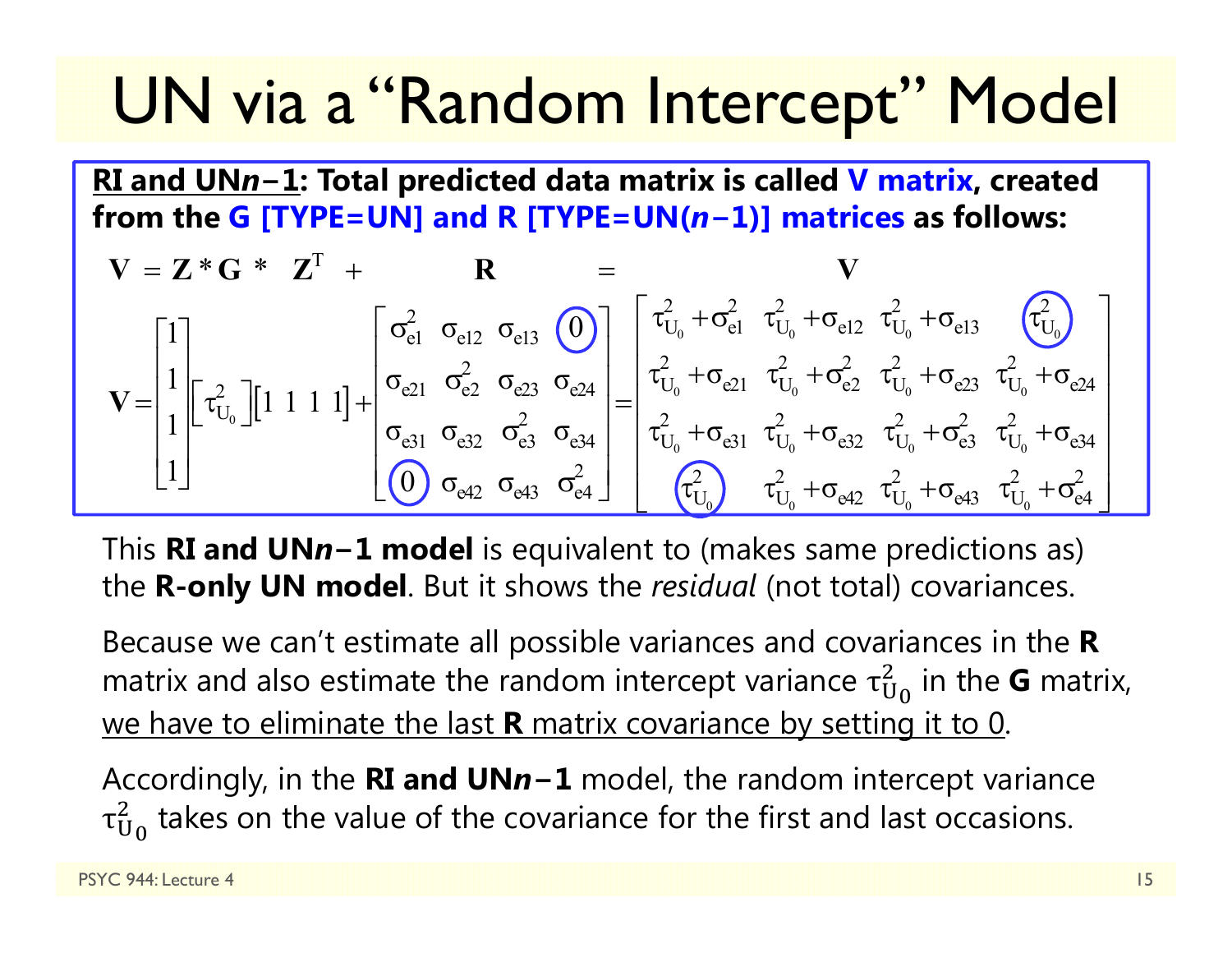# UN via a "Random Intercept" Model

**RI and UN*n*−1: Total predicted data matrix is called V matrix, created from the G [TYPE=UN] and R [TYPE=UN(*n*−1)] matrices as follows:**

$$\mathbf{V} = \mathbf{Z} * \mathbf{G} * \mathbf{Z}^{\mathrm{T}} + \mathbf{R} = \mathbf{V}$$

$$\mathbf{V} = \begin{bmatrix} 1 \\ 1 \\ 1 \\ 1 \end{bmatrix} \begin{bmatrix} \tau^2_{U_0} \end{bmatrix} \begin{bmatrix} 1 & 1 & 1 & 1 \end{bmatrix} + \begin{bmatrix} \sigma^2_{e1} & \sigma_{e12} & \sigma_{e13} & 0 \\ \sigma_{e21} & \sigma^2_{e2} & \sigma_{e23} & \sigma_{e24} \\ \sigma_{e31} & \sigma_{e32} & \sigma^2_{e3} & \sigma_{e34} \\ 0 & \sigma_{e42} & \sigma_{e43} & \sigma^2_{e4} \end{bmatrix} = \begin{bmatrix} \tau^2_{U_0} + \sigma^2_{e1} & \tau^2_{U_0} + \sigma_{e12} & \tau^2_{U_0} + \sigma_{e13} & \tau^2_{U_0} \\ \tau^2_{U_0} + \sigma_{e21} & \tau^2_{U_0} + \sigma^2_{e2} & \tau^2_{U_0} + \sigma_{e23} & \tau^2_{U_0} + \sigma_{e24} \\ \tau^2_{U_0} + \sigma_{e31} & \tau^2_{U_0} + \sigma_{e32} & \tau^2_{U_0} + \sigma^2_{e3} & \tau^2_{U_0} + \sigma_{e34} \\ \tau^2_{U_0} & \tau^2_{U_0} + \sigma_{e42} & \tau^2_{U_0} + \sigma_{e43} & \tau^2_{U_0} + \sigma^2_{e4} \end{bmatrix}$$

This **RI and UN*n*−1 model** is equivalent to (makes same predictions as) the **R-only UN model**. But it shows the *residual* (not total) covariances.

Because we can't estimate all possible variances and covariances in the **R** matrix and also estimate the random intercept variance $\tau^2_{U_0}$ in the **G** matrix, <u>we have to eliminate the last **R** matrix covariance by setting it to 0</u>.

Accordingly, in the **RI and UN*n*−1** model, the random intercept variance $\tau^2_{U_0}$ takes on the value of the covariance for the first and last occasions.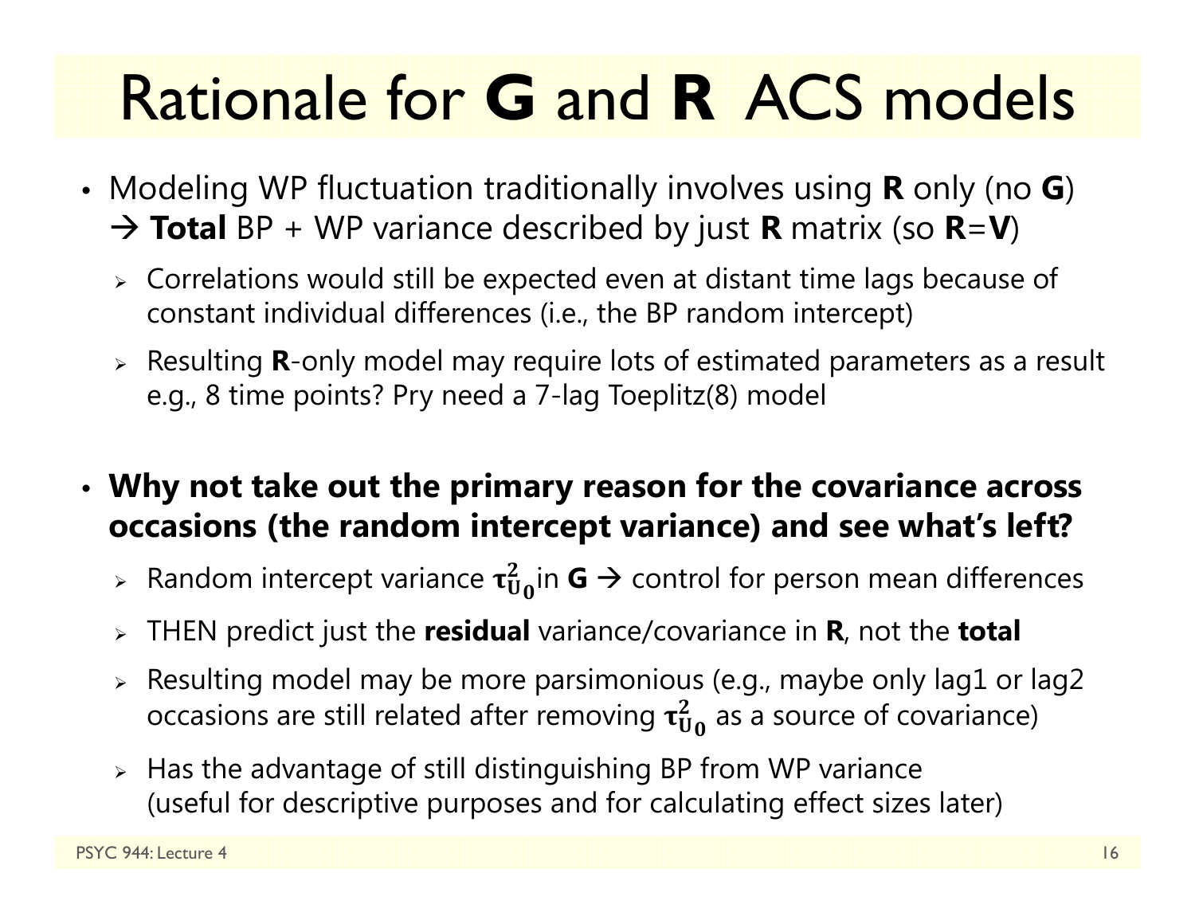# Rationale for **G** and **R** ACS models

- Modeling WP fluctuation traditionally involves using **R** only (no **G**) → **Total** BP + WP variance described by just **R** matrix (so **R**=**V**)
  - Correlations would still be expected even at distant time lags because of constant individual differences (i.e., the BP random intercept)
  - Resulting **R**-only model may require lots of estimated parameters as a result e.g., 8 time points? Pry need a 7-lag Toeplitz(8) model

- **Why not take out the primary reason for the covariance across occasions (the random intercept variance) and see what's left?**
  - Random intercept variance $\tau^2_{U_0}$ in **G** → control for person mean differences
  - THEN predict just the **residual** variance/covariance in **R**, not the **total**
  - Resulting model may be more parsimonious (e.g., maybe only lag1 or lag2 occasions are still related after removing $\tau^2_{U_0}$ as a source of covariance)
  - Has the advantage of still distinguishing BP from WP variance (useful for descriptive purposes and for calculating effect sizes later)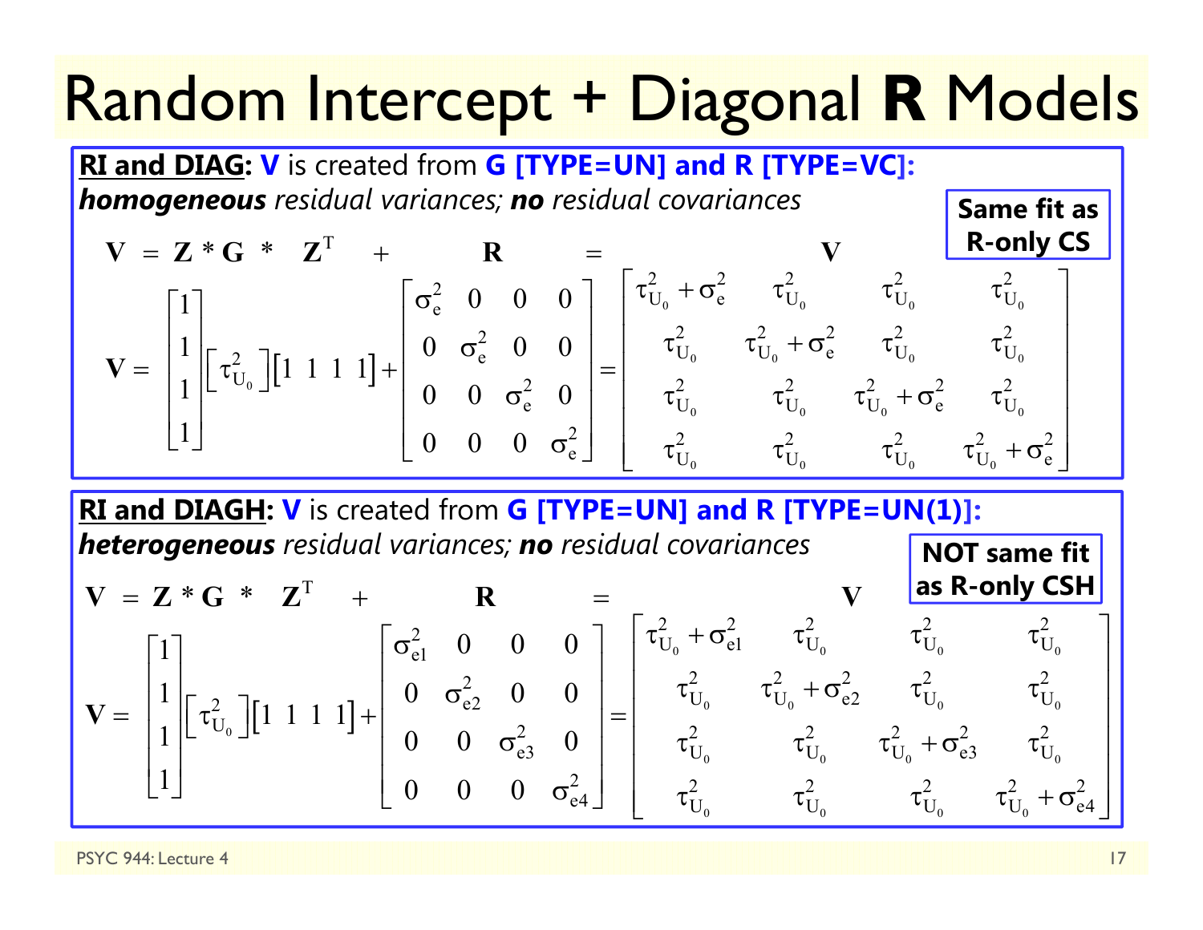# Random Intercept + Diagonal **R** Models

**<u>RI and DIAG</u>: V** is created from **G [TYPE=UN] and R [TYPE=VC]:**
***homogeneous*** *residual variances;* ***no*** *residual covariances*

**Same fit as R-only CS**

$$\mathbf{V} = \mathbf{Z} * \mathbf{G} * \mathbf{Z}^{\mathrm{T}} + \mathbf{R} = \mathbf{V}$$

$$\mathbf{V} = \begin{bmatrix} 1 \\ 1 \\ 1 \\ 1 \end{bmatrix} \begin{bmatrix} \tau^2_{U_0} \end{bmatrix} \begin{bmatrix} 1 & 1 & 1 & 1 \end{bmatrix} + \begin{bmatrix} \sigma^2_e & 0 & 0 & 0 \\ 0 & \sigma^2_e & 0 & 0 \\ 0 & 0 & \sigma^2_e & 0 \\ 0 & 0 & 0 & \sigma^2_e \end{bmatrix} = \begin{bmatrix} \tau^2_{U_0} + \sigma^2_e & \tau^2_{U_0} & \tau^2_{U_0} & \tau^2_{U_0} \\ \tau^2_{U_0} & \tau^2_{U_0} + \sigma^2_e & \tau^2_{U_0} & \tau^2_{U_0} \\ \tau^2_{U_0} & \tau^2_{U_0} & \tau^2_{U_0} + \sigma^2_e & \tau^2_{U_0} \\ \tau^2_{U_0} & \tau^2_{U_0} & \tau^2_{U_0} & \tau^2_{U_0} + \sigma^2_e \end{bmatrix}$$

**<u>RI and DIAGH</u>: V** is created from **G [TYPE=UN] and R [TYPE=UN(1)]:**
***heterogeneous*** *residual variances;* ***no*** *residual covariances*

**NOT same fit as R-only CSH**

$$\mathbf{V} = \mathbf{Z} * \mathbf{G} * \mathbf{Z}^{\mathrm{T}} + \mathbf{R} = \mathbf{V}$$

$$\mathbf{V} = \begin{bmatrix} 1 \\ 1 \\ 1 \\ 1 \end{bmatrix} \begin{bmatrix} \tau^2_{U_0} \end{bmatrix} \begin{bmatrix} 1 & 1 & 1 & 1 \end{bmatrix} + \begin{bmatrix} \sigma^2_{e1} & 0 & 0 & 0 \\ 0 & \sigma^2_{e2} & 0 & 0 \\ 0 & 0 & \sigma^2_{e3} & 0 \\ 0 & 0 & 0 & \sigma^2_{e4} \end{bmatrix} = \begin{bmatrix} \tau^2_{U_0} + \sigma^2_{e1} & \tau^2_{U_0} & \tau^2_{U_0} & \tau^2_{U_0} \\ \tau^2_{U_0} & \tau^2_{U_0} + \sigma^2_{e2} & \tau^2_{U_0} & \tau^2_{U_0} \\ \tau^2_{U_0} & \tau^2_{U_0} & \tau^2_{U_0} + \sigma^2_{e3} & \tau^2_{U_0} \\ \tau^2_{U_0} & \tau^2_{U_0} & \tau^2_{U_0} & \tau^2_{U_0} + \sigma^2_{e4} \end{bmatrix}$$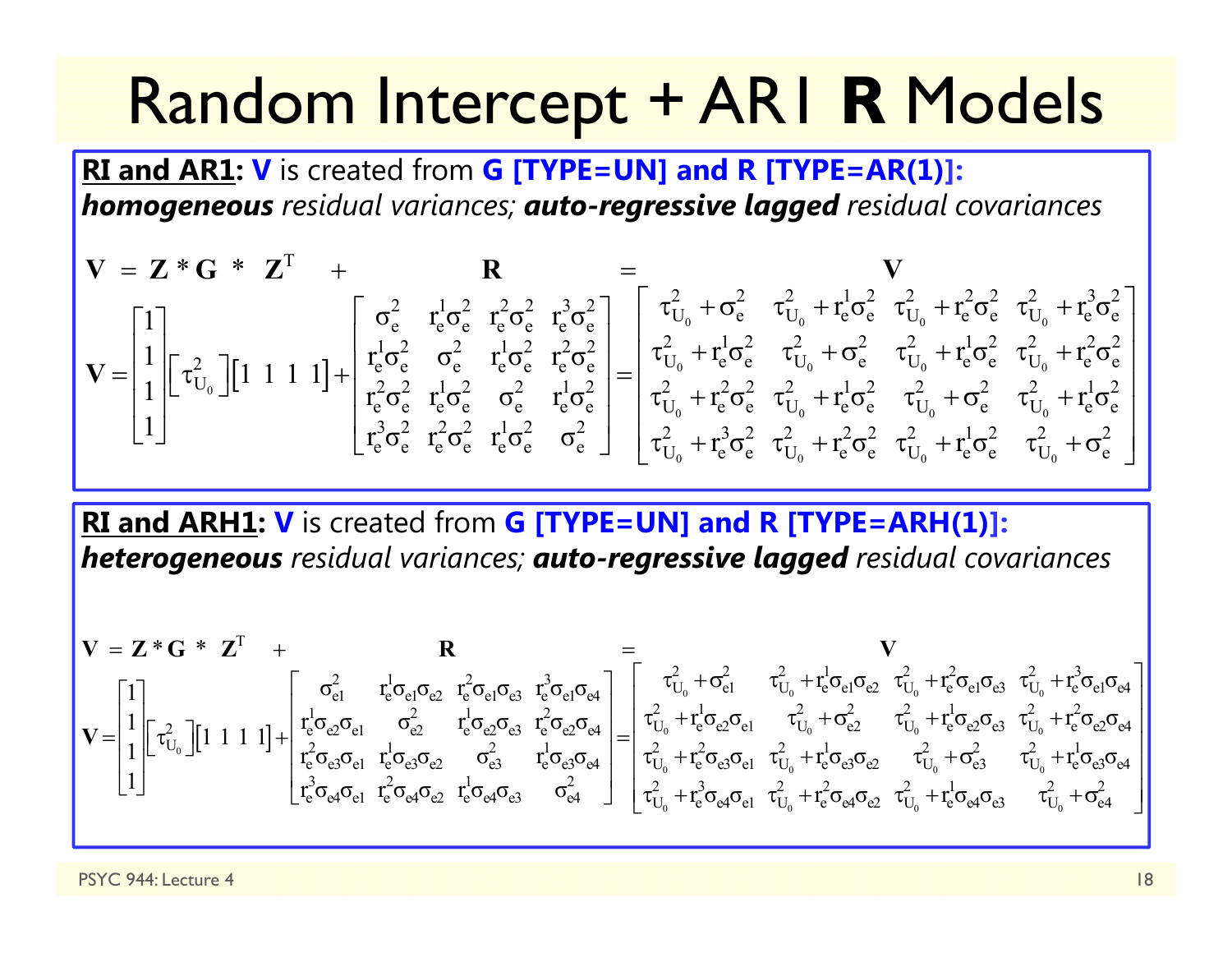# Random Intercept + AR1 **R** Models

**RI and AR1: V** is created from **G [TYPE=UN] and R [TYPE=AR(1)]:**
***homogeneous*** *residual variances;* ***auto-regressive lagged*** *residual covariances*

$$\mathbf{V} = \mathbf{Z} * \mathbf{G} * \mathbf{Z}^{T} + \mathbf{R} = \mathbf{V}$$

$$\mathbf{V} = \begin{bmatrix} 1 \\ 1 \\ 1 \\ 1 \end{bmatrix} \begin{bmatrix} \tau^2_{U_0} \end{bmatrix} \begin{bmatrix} 1 & 1 & 1 & 1 \end{bmatrix} + \begin{bmatrix} \sigma^2_e & r^1_e\sigma^2_e & r^2_e\sigma^2_e & r^3_e\sigma^2_e \\ r^1_e\sigma^2_e & \sigma^2_e & r^1_e\sigma^2_e & r^2_e\sigma^2_e \\ r^2_e\sigma^2_e & r^1_e\sigma^2_e & \sigma^2_e & r^1_e\sigma^2_e \\ r^3_e\sigma^2_e & r^2_e\sigma^2_e & r^1_e\sigma^2_e & \sigma^2_e \end{bmatrix} = \begin{bmatrix} \tau^2_{U_0} + \sigma^2_e & \tau^2_{U_0} + r^1_e\sigma^2_e & \tau^2_{U_0} + r^2_e\sigma^2_e & \tau^2_{U_0} + r^3_e\sigma^2_e \\ \tau^2_{U_0} + r^1_e\sigma^2_e & \tau^2_{U_0} + \sigma^2_e & \tau^2_{U_0} + r^1_e\sigma^2_e & \tau^2_{U_0} + r^2_e\sigma^2_e \\ \tau^2_{U_0} + r^2_e\sigma^2_e & \tau^2_{U_0} + r^1_e\sigma^2_e & \tau^2_{U_0} + \sigma^2_e & \tau^2_{U_0} + r^1_e\sigma^2_e \\ \tau^2_{U_0} + r^3_e\sigma^2_e & \tau^2_{U_0} + r^2_e\sigma^2_e & \tau^2_{U_0} + r^1_e\sigma^2_e & \tau^2_{U_0} + \sigma^2_e \end{bmatrix}$$

**RI and ARH1: V** is created from **G [TYPE=UN] and R [TYPE=ARH(1)]:**
***heterogeneous*** *residual variances;* ***auto-regressive lagged*** *residual covariances*

$$\mathbf{V} = \mathbf{Z} * \mathbf{G} * \mathbf{Z}^{T} + \mathbf{R} = \mathbf{V}$$

$$\mathbf{V} = \begin{bmatrix} 1 \\ 1 \\ 1 \\ 1 \end{bmatrix} \begin{bmatrix} \tau^2_{U_0} \end{bmatrix} \begin{bmatrix} 1 & 1 & 1 & 1 \end{bmatrix} + \begin{bmatrix} \sigma^2_{e1} & r^1_e\sigma_{e1}\sigma_{e2} & r^2_e\sigma_{e1}\sigma_{e3} & r^3_e\sigma_{e1}\sigma_{e4} \\ r^1_e\sigma_{e2}\sigma_{e1} & \sigma^2_{e2} & r^1_e\sigma_{e2}\sigma_{e3} & r^2_e\sigma_{e2}\sigma_{e4} \\ r^2_e\sigma_{e3}\sigma_{e1} & r^1_e\sigma_{e3}\sigma_{e2} & \sigma^2_{e3} & r^1_e\sigma_{e3}\sigma_{e4} \\ r^3_e\sigma_{e4}\sigma_{e1} & r^2_e\sigma_{e4}\sigma_{e2} & r^1_e\sigma_{e4}\sigma_{e3} & \sigma^2_{e4} \end{bmatrix} = \begin{bmatrix} \tau^2_{U_0} + \sigma^2_{e1} & \tau^2_{U_0} + r^1_e\sigma_{e1}\sigma_{e2} & \tau^2_{U_0} + r^2_e\sigma_{e1}\sigma_{e3} & \tau^2_{U_0} + r^3_e\sigma_{e1}\sigma_{e4} \\ \tau^2_{U_0} + r^1_e\sigma_{e2}\sigma_{e1} & \tau^2_{U_0} + \sigma^2_{e2} & \tau^2_{U_0} + r^1_e\sigma_{e2}\sigma_{e3} & \tau^2_{U_0} + r^2_e\sigma_{e2}\sigma_{e4} \\ \tau^2_{U_0} + r^2_e\sigma_{e3}\sigma_{e1} & \tau^2_{U_0} + r^1_e\sigma_{e3}\sigma_{e2} & \tau^2_{U_0} + \sigma^2_{e3} & \tau^2_{U_0} + r^1_e\sigma_{e3}\sigma_{e4} \\ \tau^2_{U_0} + r^3_e\sigma_{e4}\sigma_{e1} & \tau^2_{U_0} + r^2_e\sigma_{e4}\sigma_{e2} & \tau^2_{U_0} + r^1_e\sigma_{e4}\sigma_{e3} & \tau^2_{U_0} + \sigma^2_{e4} \end{bmatrix}$$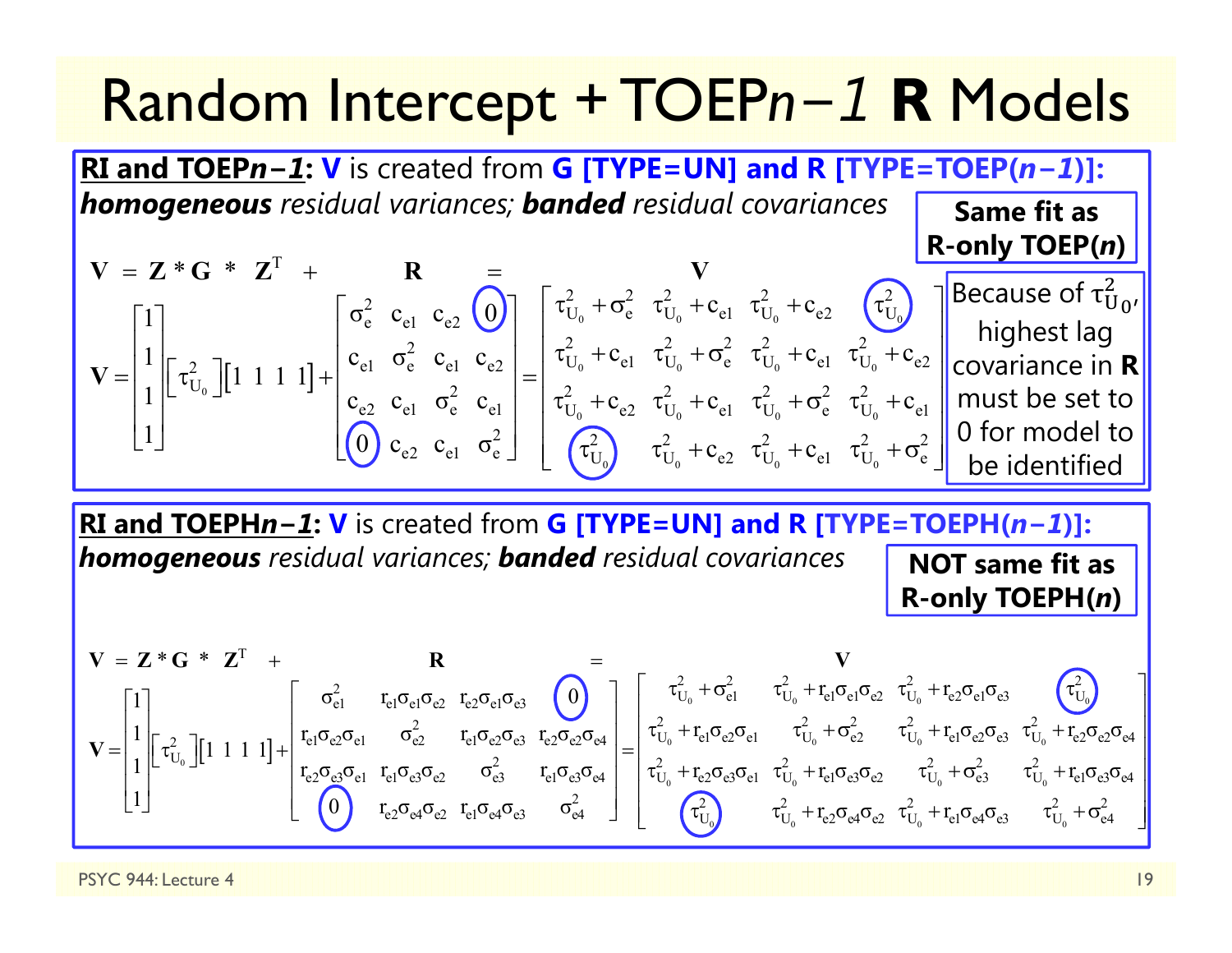# Random Intercept + TOEP*n−1* **R** Models

**RI and TOEP*n−1*: V** is created from **G [TYPE=UN] and R [TYPE=TOEP(*n−1*)]:**
***homogeneous*** *residual variances;* ***banded*** *residual covariances*

**Same fit as R-only TOEP(*n*)**

$$\mathbf{V} = \mathbf{Z} * \mathbf{G} * \mathbf{Z}^T + \mathbf{R} = \mathbf{V}$$

$$\mathbf{V} = \begin{bmatrix}1\\1\\1\\1\end{bmatrix}\begin{bmatrix}\tau^2_{U_0}\end{bmatrix}\begin{bmatrix}1 & 1 & 1 & 1\end{bmatrix} + \begin{bmatrix}\sigma^2_e & c_{e1} & c_{e2} & 0\\ c_{e1} & \sigma^2_e & c_{e1} & c_{e2}\\ c_{e2} & c_{e1} & \sigma^2_e & c_{e1}\\ 0 & c_{e2} & c_{e1} & \sigma^2_e\end{bmatrix} = \begin{bmatrix}\tau^2_{U_0}+\sigma^2_e & \tau^2_{U_0}+c_{e1} & \tau^2_{U_0}+c_{e2} & \tau^2_{U_0}\\ \tau^2_{U_0}+c_{e1} & \tau^2_{U_0}+\sigma^2_e & \tau^2_{U_0}+c_{e1} & \tau^2_{U_0}+c_{e2}\\ \tau^2_{U_0}+c_{e2} & \tau^2_{U_0}+c_{e1} & \tau^2_{U_0}+\sigma^2_e & \tau^2_{U_0}+c_{e1}\\ \tau^2_{U_0} & \tau^2_{U_0}+c_{e2} & \tau^2_{U_0}+c_{e1} & \tau^2_{U_0}+\sigma^2_e\end{bmatrix}$$

Because of $\tau^2_{U_0}$, highest lag covariance in **R** must be set to 0 for model to be identified

**RI and TOEPH*n−1*: V** is created from **G [TYPE=UN] and R [TYPE=TOEPH(*n−1*)]:**
***homogeneous*** *residual variances;* ***banded*** *residual covariances*

**NOT same fit as R-only TOEPH(*n*)**

$$\mathbf{V} = \mathbf{Z} * \mathbf{G} * \mathbf{Z}^T + \mathbf{R} = \mathbf{V}$$

$$\mathbf{V} = \begin{bmatrix}1\\1\\1\\1\end{bmatrix}\begin{bmatrix}\tau^2_{U_0}\end{bmatrix}\begin{bmatrix}1 & 1 & 1 & 1\end{bmatrix} + \begin{bmatrix}\sigma^2_{e1} & r_{e1}\sigma_{e1}\sigma_{e2} & r_{e2}\sigma_{e1}\sigma_{e3} & 0\\ r_{e1}\sigma_{e2}\sigma_{e1} & \sigma^2_{e2} & r_{e1}\sigma_{e2}\sigma_{e3} & r_{e2}\sigma_{e2}\sigma_{e4}\\ r_{e2}\sigma_{e3}\sigma_{e1} & r_{e1}\sigma_{e3}\sigma_{e2} & \sigma^2_{e3} & r_{e1}\sigma_{e3}\sigma_{e4}\\ 0 & r_{e2}\sigma_{e4}\sigma_{e2} & r_{e1}\sigma_{e4}\sigma_{e3} & \sigma^2_{e4}\end{bmatrix} = \begin{bmatrix}\tau^2_{U_0}+\sigma^2_{e1} & \tau^2_{U_0}+r_{e1}\sigma_{e1}\sigma_{e2} & \tau^2_{U_0}+r_{e2}\sigma_{e1}\sigma_{e3} & \tau^2_{U_0}\\ \tau^2_{U_0}+r_{e1}\sigma_{e2}\sigma_{e1} & \tau^2_{U_0}+\sigma^2_{e2} & \tau^2_{U_0}+r_{e1}\sigma_{e2}\sigma_{e3} & \tau^2_{U_0}+r_{e2}\sigma_{e2}\sigma_{e4}\\ \tau^2_{U_0}+r_{e2}\sigma_{e3}\sigma_{e1} & \tau^2_{U_0}+r_{e1}\sigma_{e3}\sigma_{e2} & \tau^2_{U_0}+\sigma^2_{e3} & \tau^2_{U_0}+r_{e1}\sigma_{e3}\sigma_{e4}\\ \tau^2_{U_0} & \tau^2_{U_0}+r_{e2}\sigma_{e4}\sigma_{e2} & \tau^2_{U_0}+r_{e1}\sigma_{e4}\sigma_{e3} & \tau^2_{U_0}+\sigma^2_{e4}\end{bmatrix}$$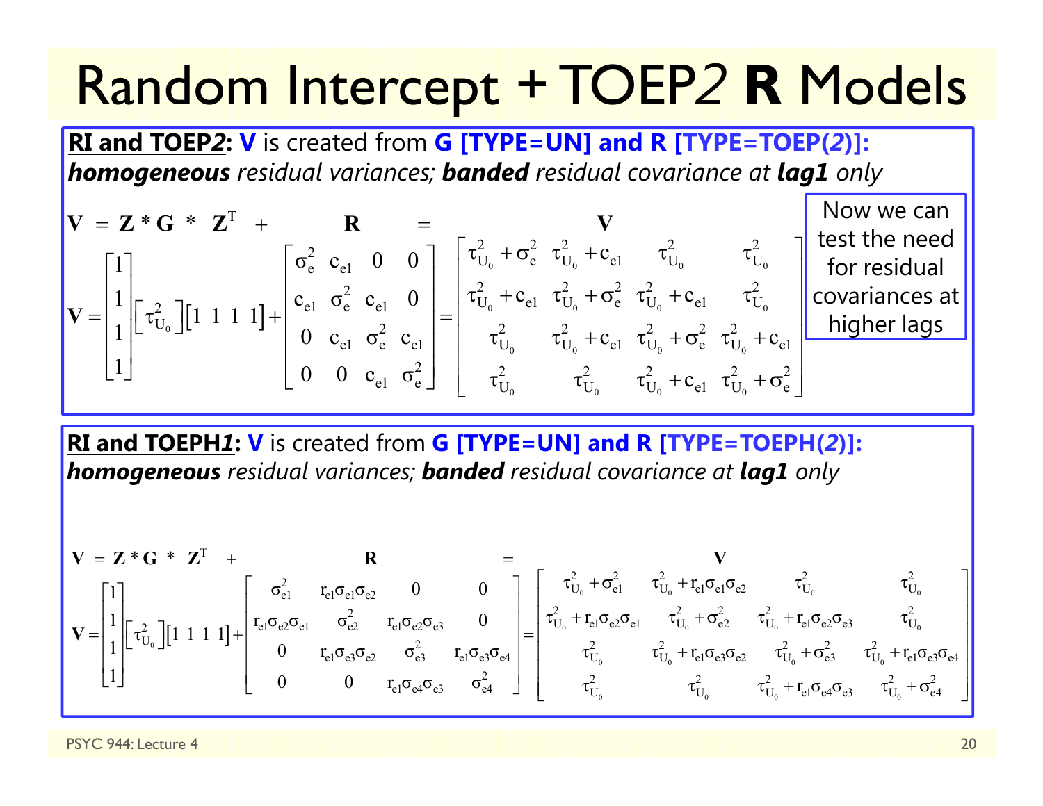# Random Intercept + TOEP*2* **R** Models

**<u>RI and TOEP*2*</u>: V** is created from **G [TYPE=UN] and R [TYPE=TOEP(*2*)]:** ***homogeneous*** *residual variances;* ***banded*** *residual covariance at* ***lag1*** *only*

$$\mathbf{V} = \mathbf{Z} * \mathbf{G} * \mathbf{Z}^T + \mathbf{R} = \mathbf{V}$$

$$\mathbf{V} = \begin{bmatrix} 1 \\ 1 \\ 1 \\ 1 \end{bmatrix} \begin{bmatrix} \tau^2_{U_0} \end{bmatrix} \begin{bmatrix} 1 & 1 & 1 & 1 \end{bmatrix} + \begin{bmatrix} \sigma^2_e & c_{e1} & 0 & 0 \\ c_{e1} & \sigma^2_e & c_{e1} & 0 \\ 0 & c_{e1} & \sigma^2_e & c_{e1} \\ 0 & 0 & c_{e1} & \sigma^2_e \end{bmatrix} = \begin{bmatrix} \tau^2_{U_0} + \sigma^2_e & \tau^2_{U_0} + c_{e1} & \tau^2_{U_0} & \tau^2_{U_0} \\ \tau^2_{U_0} + c_{e1} & \tau^2_{U_0} + \sigma^2_e & \tau^2_{U_0} + c_{e1} & \tau^2_{U_0} \\ \tau^2_{U_0} & \tau^2_{U_0} + c_{e1} & \tau^2_{U_0} + \sigma^2_e & \tau^2_{U_0} + c_{e1} \\ \tau^2_{U_0} & \tau^2_{U_0} & \tau^2_{U_0} + c_{e1} & \tau^2_{U_0} + \sigma^2_e \end{bmatrix}$$

Now we can test the need for residual covariances at higher lags

**<u>RI and TOEPH*1*</u>: V** is created from **G [TYPE=UN] and R [TYPE=TOEPH(*2*)]:** ***homogeneous*** *residual variances;* ***banded*** *residual covariance at* ***lag1*** *only*

$$\mathbf{V} = \mathbf{Z} * \mathbf{G} * \mathbf{Z}^T + \mathbf{R} = \mathbf{V}$$

$$\mathbf{V} = \begin{bmatrix} 1 \\ 1 \\ 1 \\ 1 \end{bmatrix} \begin{bmatrix} \tau^2_{U_0} \end{bmatrix} \begin{bmatrix} 1 & 1 & 1 & 1 \end{bmatrix} + \begin{bmatrix} \sigma^2_{e1} & r_{e1}\sigma_{e1}\sigma_{e2} & 0 & 0 \\ r_{e1}\sigma_{e2}\sigma_{e1} & \sigma^2_{e2} & r_{e1}\sigma_{e2}\sigma_{e3} & 0 \\ 0 & r_{e1}\sigma_{e3}\sigma_{e2} & \sigma^2_{e3} & r_{e1}\sigma_{e3}\sigma_{e4} \\ 0 & 0 & r_{e1}\sigma_{e4}\sigma_{e3} & \sigma^2_{e4} \end{bmatrix} = \begin{bmatrix} \tau^2_{U_0} + \sigma^2_{e1} & \tau^2_{U_0} + r_{e1}\sigma_{e1}\sigma_{e2} & \tau^2_{U_0} & \tau^2_{U_0} \\ \tau^2_{U_0} + r_{e1}\sigma_{e2}\sigma_{e1} & \tau^2_{U_0} + \sigma^2_{e2} & \tau^2_{U_0} + r_{e1}\sigma_{e2}\sigma_{e3} & \tau^2_{U_0} \\ \tau^2_{U_0} & \tau^2_{U_0} + r_{e1}\sigma_{e3}\sigma_{e2} & \tau^2_{U_0} + \sigma^2_{e3} & \tau^2_{U_0} + r_{e1}\sigma_{e3}\sigma_{e4} \\ \tau^2_{U_0} & \tau^2_{U_0} & \tau^2_{U_0} + r_{e1}\sigma_{e4}\sigma_{e3} & \tau^2_{U_0} + \sigma^2_{e4} \end{bmatrix}$$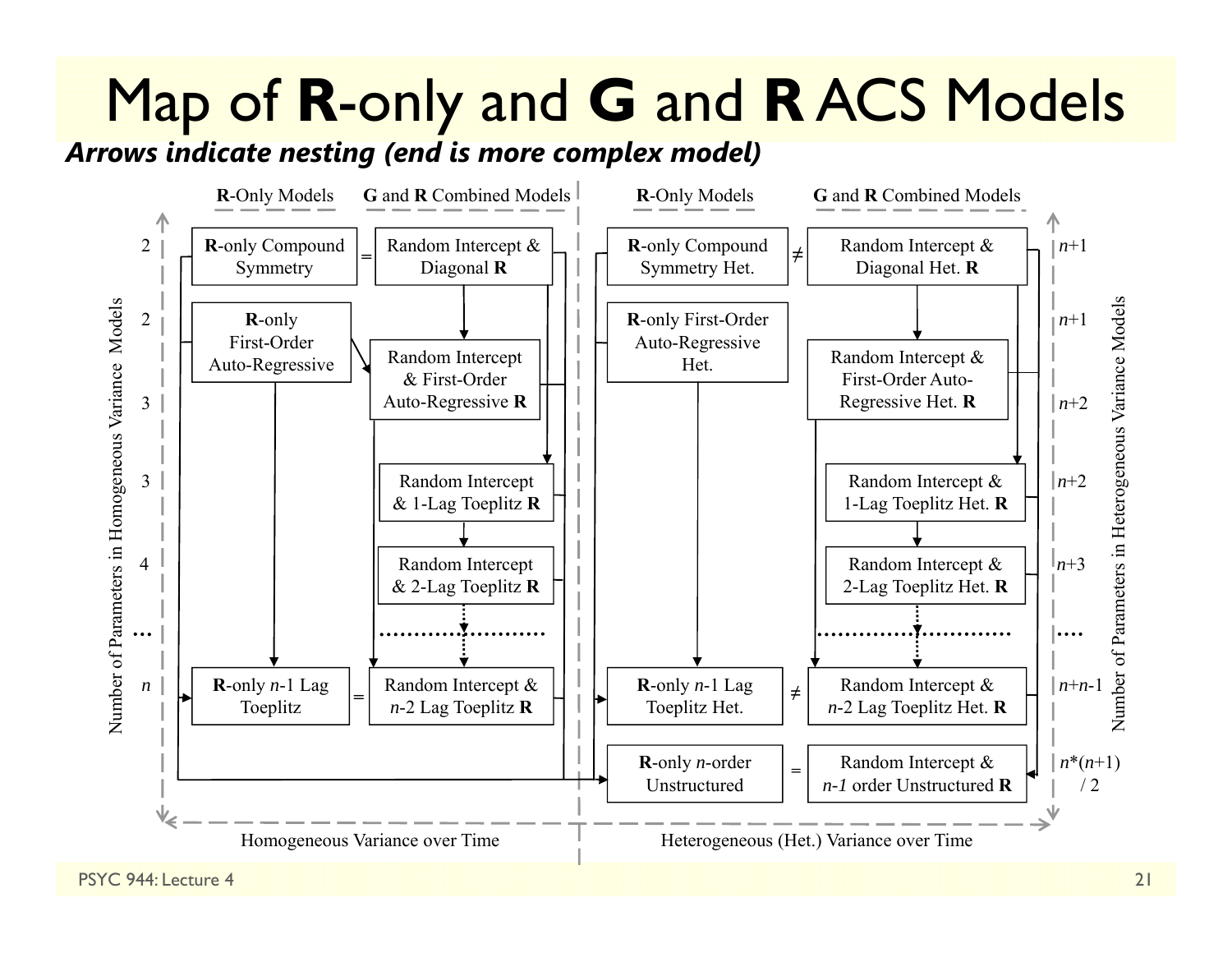# Map of R-only and G and R ACS Models

***Arrows indicate nesting (end is more complex model)***

| Number of Parameters in Homogeneous Variance Models | R-Only Models | | G and R Combined Models | R-Only Models | | G and R Combined Models | Number of Parameters in Heterogeneous Variance Models |
|---|---|---|---|---|---|---|---|
| 2 | **R**-only Compound Symmetry | = | Random Intercept & Diagonal **R** | **R**-only Compound Symmetry Het. | ≠ | Random Intercept & Diagonal Het. **R** | $n$+1 |
| 2 | **R**-only First-Order Auto-Regressive | | | **R**-only First-Order Auto-Regressive Het. | | | $n$+1 |
| 3 | | | Random Intercept & First-Order Auto-Regressive **R** | | | Random Intercept & First-Order Auto-Regressive Het. **R** | $n$+2 |
| 3 | | | Random Intercept & 1-Lag Toeplitz **R** | | | Random Intercept & 1-Lag Toeplitz Het. **R** | $n$+2 |
| 4 | | | Random Intercept & 2-Lag Toeplitz **R** | | | Random Intercept & 2-Lag Toeplitz Het. **R** | $n$+3 |
| … | | | … | | | … | … |
| $n$ | **R**-only $n$-1 Lag Toeplitz | = | Random Intercept & $n$-2 Lag Toeplitz **R** | **R**-only $n$-1 Lag Toeplitz Het. | ≠ | Random Intercept & $n$-2 Lag Toeplitz Het. **R** | $n$+$n$-1 |
| | | | | **R**-only $n$-order Unstructured | = | Random Intercept & $n$-1 order Unstructured **R** | $n$*($n$+1) / 2 |

Homogeneous Variance over Time | Heterogeneous (Het.) Variance over Time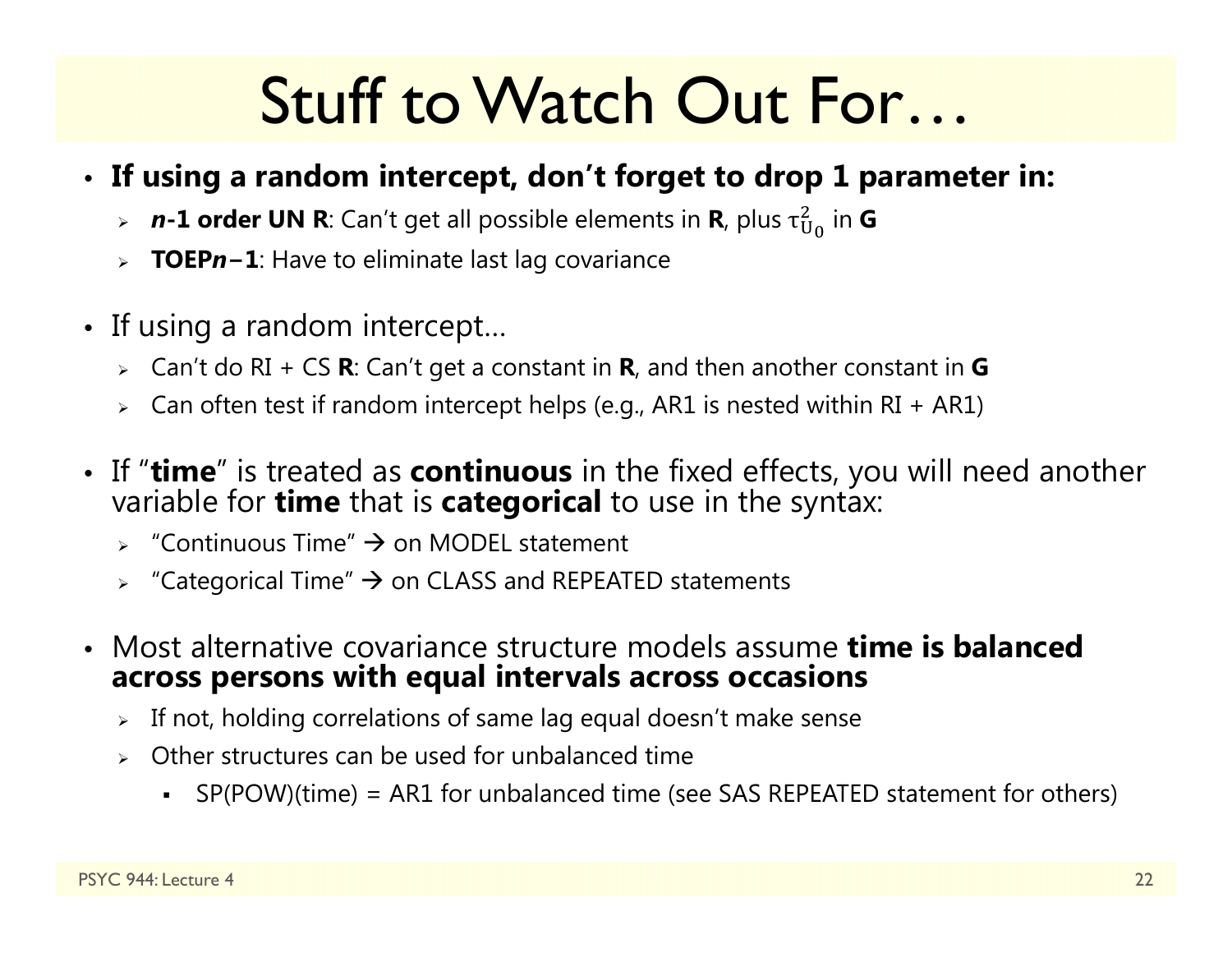# Stuff to Watch Out For…

- **If using a random intercept, don't forget to drop 1 parameter in:**
  - ***n*-1 order UN R**: Can't get all possible elements in **R**, plus $\tau^2_{U_0}$ in **G**
  - **TOEP*n*−1**: Have to eliminate last lag covariance

- If using a random intercept…
  - Can't do RI + CS **R**: Can't get a constant in **R**, and then another constant in **G**
  - Can often test if random intercept helps (e.g., AR1 is nested within RI + AR1)

- If "**time**" is treated as **continuous** in the fixed effects, you will need another variable for **time** that is **categorical** to use in the syntax:
  - "Continuous Time" → on MODEL statement
  - "Categorical Time" → on CLASS and REPEATED statements

- Most alternative covariance structure models assume **time is balanced across persons with equal intervals across occasions**
  - If not, holding correlations of same lag equal doesn't make sense
  - Other structures can be used for unbalanced time
    - SP(POW)(time) = AR1 for unbalanced time (see SAS REPEATED statement for others)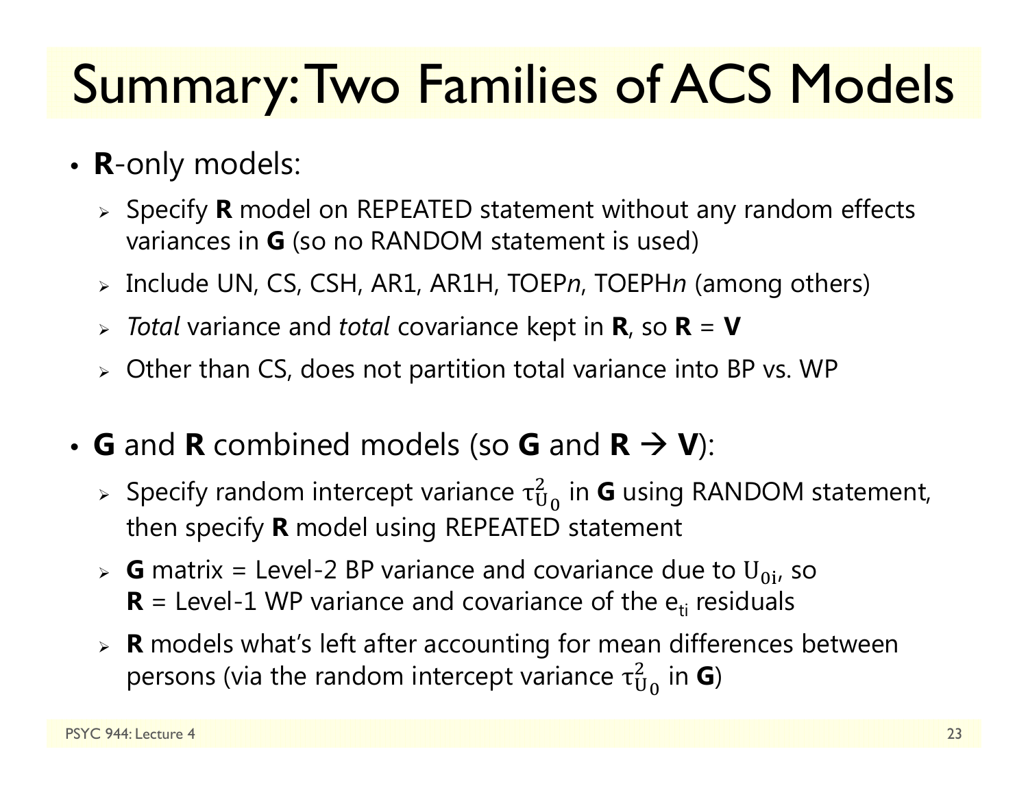# Summary: Two Families of ACS Models

- **R**-only models:
  - Specify **R** model on REPEATED statement without any random effects variances in **G** (so no RANDOM statement is used)
  - Include UN, CS, CSH, AR1, AR1H, TOEP*n*, TOEPH*n* (among others)
  - *Total* variance and *total* covariance kept in **R**, so **R** = **V**
  - Other than CS, does not partition total variance into BP vs. WP

- **G** and **R** combined models (so **G** and **R** → **V**):
  - Specify random intercept variance $\tau^2_{U_0}$ in **G** using RANDOM statement, then specify **R** model using REPEATED statement
  - **G** matrix = Level-2 BP variance and covariance due to $U_{0i}$, so **R** = Level-1 WP variance and covariance of the $e_{ti}$ residuals
  - **R** models what's left after accounting for mean differences between persons (via the random intercept variance $\tau^2_{U_0}$ in **G**)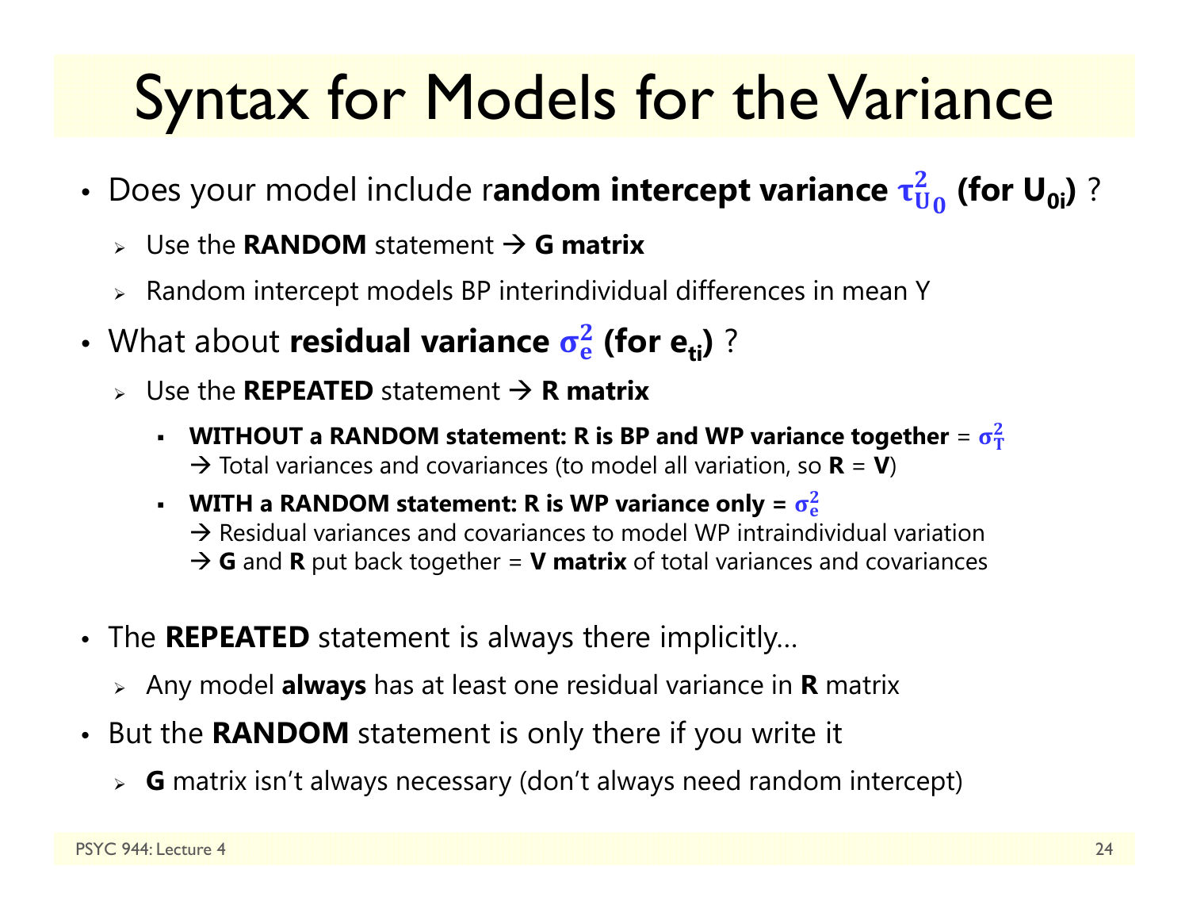# Syntax for Models for the Variance

- Does your model include r**andom intercept variance $\tau^2_{U_0}$ (for $U_{0i}$)** ?
  - Use the **RANDOM** statement → **G matrix**
  - Random intercept models BP interindividual differences in mean Y
- What about **residual variance $\sigma^2_e$ (for $e_{ti}$)** ?
  - Use the **REPEATED** statement → **R matrix**
    - **WITHOUT a RANDOM statement: R is BP and WP variance together** = $\sigma^2_T$
      → Total variances and covariances (to model all variation, so **R** = **V**)
    - **WITH a RANDOM statement: R is WP variance only = $\sigma^2_e$**
      → Residual variances and covariances to model WP intraindividual variation
      → **G** and **R** put back together = **V matrix** of total variances and covariances
- The **REPEATED** statement is always there implicitly…
  - Any model **always** has at least one residual variance in **R** matrix
- But the **RANDOM** statement is only there if you write it
  - **G** matrix isn't always necessary (don't always need random intercept)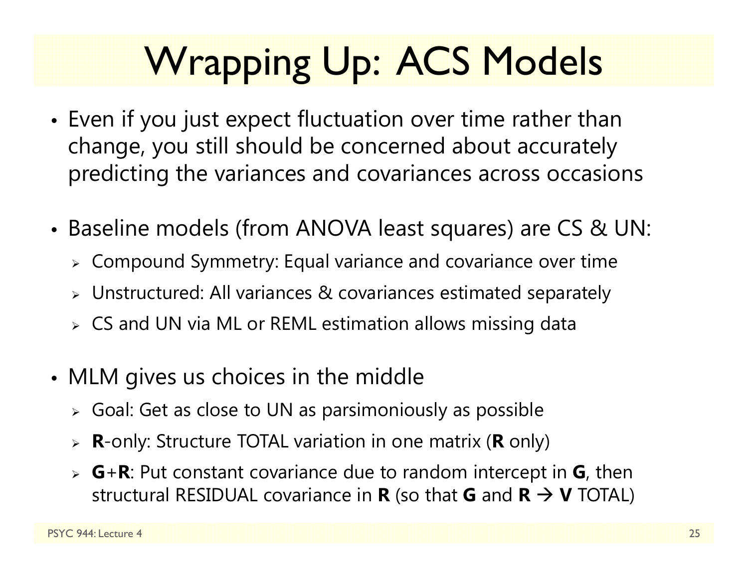# Wrapping Up: ACS Models

- Even if you just expect fluctuation over time rather than change, you still should be concerned about accurately predicting the variances and covariances across occasions
- Baseline models (from ANOVA least squares) are CS & UN:
  - Compound Symmetry: Equal variance and covariance over time
  - Unstructured: All variances & covariances estimated separately
  - CS and UN via ML or REML estimation allows missing data
- MLM gives us choices in the middle
  - Goal: Get as close to UN as parsimoniously as possible
  - **R**-only: Structure TOTAL variation in one matrix (**R** only)
  - **G**+**R**: Put constant covariance due to random intercept in **G**, then structural RESIDUAL covariance in **R** (so that **G** and **R** → **V** TOTAL)